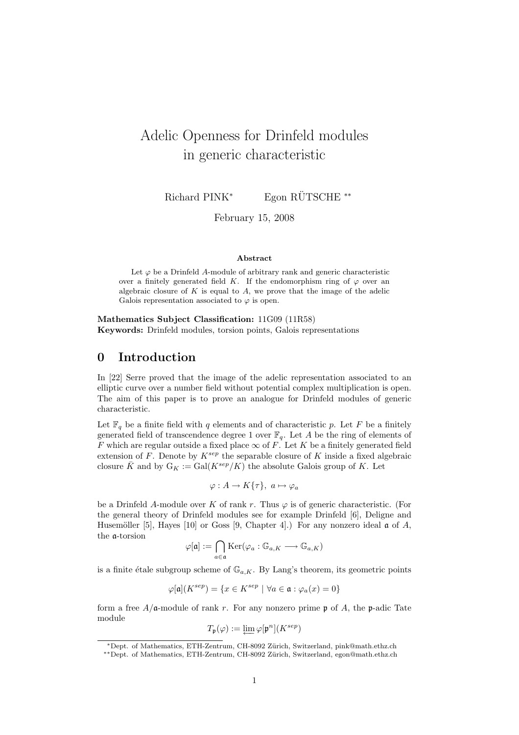# Adelic Openness for Drinfeld modules in generic characteristic

Richard PINK[*] Egon RÜTSCHE [**]

February 15, 2008

**Abstract**

Let $\varphi$ be a Drinfeld $A$-module of arbitrary rank and generic characteristic over a finitely generated field $K$. If the endomorphism ring of $\varphi$ over an algebraic closure of $K$ is equal to $A$, we prove that the image of the adelic Galois representation associated to $\varphi$ is open.

**Mathematics Subject Classification:** 11G09 (11R58)
**Keywords:** Drinfeld modules, torsion points, Galois representations

## 0 Introduction

In [22] Serre proved that the image of the adelic representation associated to an elliptic curve over a number field without potential complex multiplication is open. The aim of this paper is to prove an analogue for Drinfeld modules of generic characteristic.

Let $\mathbb{F}_q$ be a finite field with $q$ elements and of characteristic $p$. Let $F$ be a finitely generated field of transcendence degree 1 over $\mathbb{F}_q$. Let $A$ be the ring of elements of $F$ which are regular outside a fixed place $\infty$ of $F$. Let $K$ be a finitely generated field extension of $F$. Denote by $K^{sep}$ the separable closure of $K$ inside a fixed algebraic closure $\bar{K}$ and by $G_K := \mathrm{Gal}(K^{sep}/K)$ the absolute Galois group of $K$. Let

$$\varphi : A \to K\{\tau\},\ a \mapsto \varphi_a$$

be a Drinfeld $A$-module over $K$ of rank $r$. Thus $\varphi$ is of generic characteristic. (For the general theory of Drinfeld modules see for example Drinfeld [6], Deligne and Husemöller [5], Hayes [10] or Goss [9, Chapter 4].) For any nonzero ideal $\mathfrak{a}$ of $A$, the $\mathfrak{a}$-torsion

$$\varphi[\mathfrak{a}] := \bigcap_{a\in\mathfrak{a}} \mathrm{Ker}(\varphi_a : \mathbb{G}_{a,K} \longrightarrow \mathbb{G}_{a,K})$$

is a finite étale subgroup scheme of $\mathbb{G}_{a,K}$. By Lang's theorem, its geometric points

$$\varphi[\mathfrak{a}](K^{sep}) = \{x \in K^{sep} \mid \forall a \in \mathfrak{a} : \varphi_a(x) = 0\}$$

form a free $A/\mathfrak{a}$-module of rank $r$. For any nonzero prime $\mathfrak{p}$ of $A$, the $\mathfrak{p}$-adic Tate module

$$T_{\mathfrak{p}}(\varphi) := \varprojlim \varphi[\mathfrak{p}^n](K^{sep})$$

---

[*] Dept. of Mathematics, ETH-Zentrum, CH-8092 Zürich, Switzerland, pink@math.ethz.ch

[**] Dept. of Mathematics, ETH-Zentrum, CH-8092 Zürich, Switzerland, egon@math.ethz.ch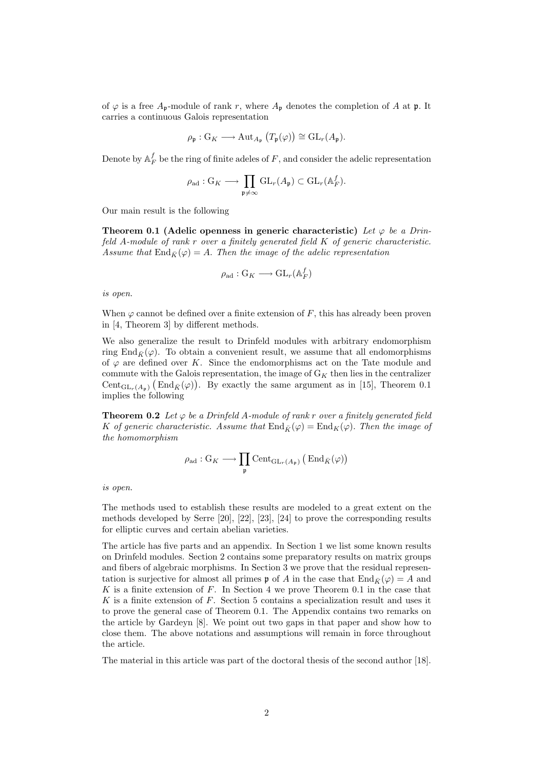of $\varphi$ is a free $A_{\mathfrak{p}}$-module of rank $r$, where $A_{\mathfrak{p}}$ denotes the completion of $A$ at $\mathfrak{p}$. It carries a continuous Galois representation

$$\rho_{\mathfrak{p}} : \mathrm{G}_K \longrightarrow \mathrm{Aut}_{A_{\mathfrak{p}}}\left(T_{\mathfrak{p}}(\varphi)\right) \cong \mathrm{GL}_r(A_{\mathfrak{p}}).$$

Denote by $\mathbb{A}_F^f$ be the ring of finite adeles of $F$, and consider the adelic representation

$$\rho_{\mathrm{ad}} : \mathrm{G}_K \longrightarrow \prod_{\mathfrak{p}\neq\infty} \mathrm{GL}_r(A_{\mathfrak{p}}) \subset \mathrm{GL}_r(\mathbb{A}_F^f).$$

Our main result is the following

**Theorem 0.1 (Adelic openness in generic characteristic)** *Let $\varphi$ be a Drinfeld $A$-module of rank $r$ over a finitely generated field $K$ of generic characteristic. Assume that $\mathrm{End}_{\bar{K}}(\varphi) = A$. Then the image of the adelic representation*

$$\rho_{\mathrm{ad}} : \mathrm{G}_K \longrightarrow \mathrm{GL}_r(\mathbb{A}_F^f)$$

*is open.*

When $\varphi$ cannot be defined over a finite extension of $F$, this has already been proven in [4, Theorem 3] by different methods.

We also generalize the result to Drinfeld modules with arbitrary endomorphism ring $\mathrm{End}_{\bar{K}}(\varphi)$. To obtain a convenient result, we assume that all endomorphisms of $\varphi$ are defined over $K$. Since the endomorphisms act on the Tate module and commute with the Galois representation, the image of $\mathrm{G}_K$ then lies in the centralizer $\mathrm{Cent}_{\mathrm{GL}_r(A_{\mathfrak{p}})}\left(\mathrm{End}_{\bar{K}}(\varphi)\right)$. By exactly the same argument as in [15], Theorem 0.1 implies the following

**Theorem 0.2** *Let $\varphi$ be a Drinfeld $A$-module of rank $r$ over a finitely generated field $K$ of generic characteristic. Assume $\mathrm{End}_{\bar{K}}(\varphi) = \mathrm{End}_K(\varphi)$. Then the image of the homomorphism*

$$\rho_{\mathrm{ad}} : \mathrm{G}_K \longrightarrow \prod_{\mathfrak{p}} \mathrm{Cent}_{\mathrm{GL}_r(A_{\mathfrak{p}})}\left(\mathrm{End}_{\bar{K}}(\varphi)\right)$$

*is open.*

The methods used to establish these results are modeled to a great extent on the methods developed by Serre [20], [22], [23], [24] to prove the corresponding results for elliptic curves and certain abelian varieties.

The article has five parts and an appendix. In Section 1 we list some known results on Drinfeld modules. Section 2 contains some preparatory results on matrix groups and fibers of algebraic morphisms. In Section 3 we prove that the residual representation is surjective for almost all primes $\mathfrak{p}$ of $A$ in the case that $\mathrm{End}_{\bar{K}}(\varphi) = A$ and $K$ is a finite extension of $F$. In Section 4 we prove Theorem 0.1 in the case that $K$ is a finite extension of $F$. Section 5 contains a specialization result and uses it to prove the general case of Theorem 0.1. The Appendix contains two remarks on the article by Gardeyn [8]. We point out two gaps in that paper and show how to close them. The above notations and assumptions will remain in force throughout the article.

The material in this article was part of the doctoral thesis of the second author [18].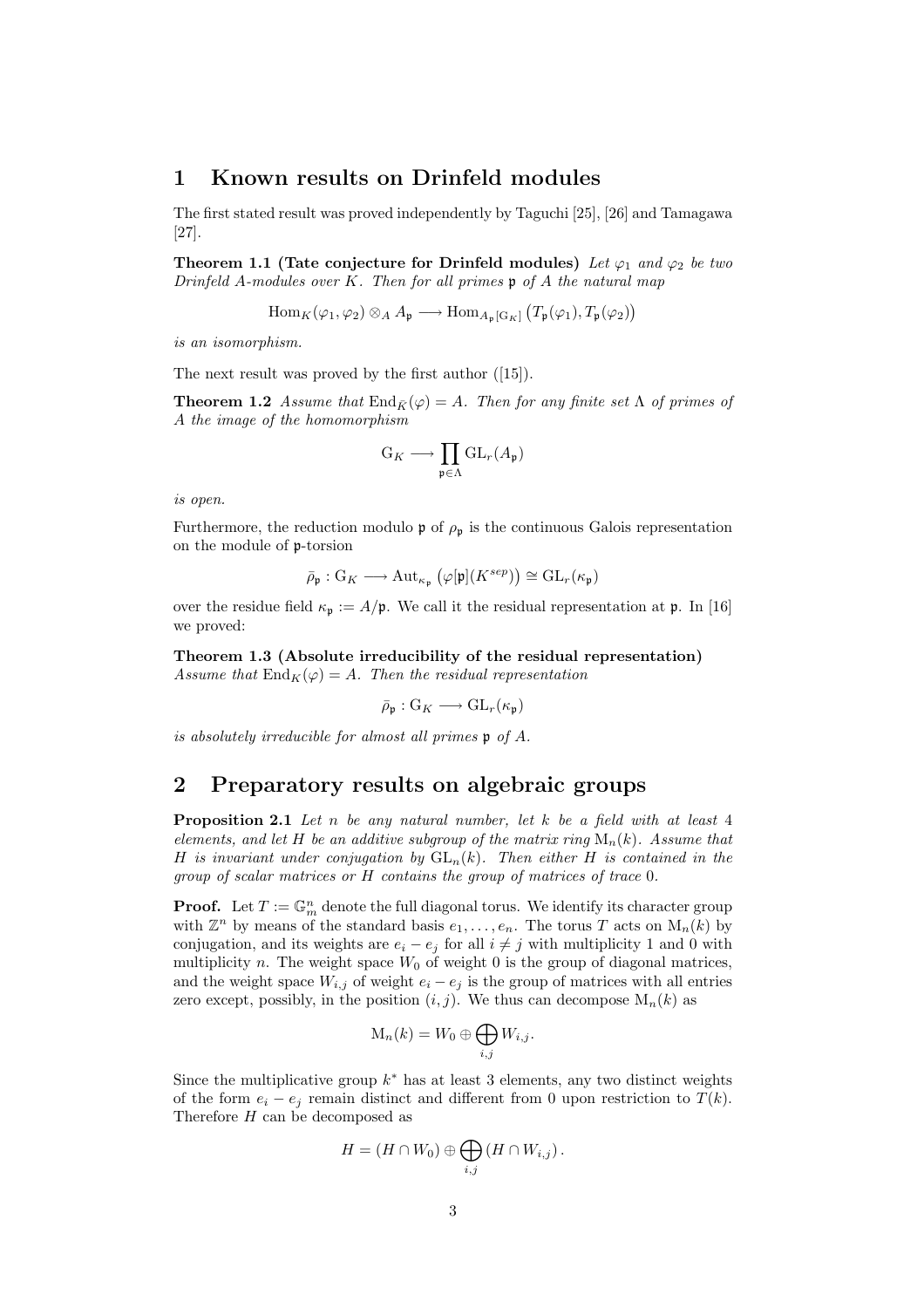## 1 Known results on Drinfeld modules

The first stated result was proved independently by Taguchi [25], [26] and Tamagawa [27].

**Theorem 1.1 (Tate conjecture for Drinfeld modules)** *Let $\varphi_1$ and $\varphi_2$ be two Drinfeld $A$-modules over $K$. Then for all primes $\mathfrak{p}$ of $A$ the natural map*

$$\mathrm{Hom}_K(\varphi_1, \varphi_2) \otimes_A A_{\mathfrak{p}} \longrightarrow \mathrm{Hom}_{A_{\mathfrak{p}}[\mathrm{G}_K]}\left(T_{\mathfrak{p}}(\varphi_1), T_{\mathfrak{p}}(\varphi_2)\right)$$

*is an isomorphism.*

The next result was proved by the first author ([15]).

**Theorem 1.2** *Assume that $\mathrm{End}_{\bar{K}}(\varphi) = A$. Then for any finite set $\Lambda$ of primes of $A$ the image of the homomorphism*

$$\mathrm{G}_K \longrightarrow \prod_{\mathfrak{p}\in\Lambda} \mathrm{GL}_r(A_{\mathfrak{p}})$$

*is open.*

Furthermore, the reduction modulo $\mathfrak{p}$ of $\rho_{\mathfrak{p}}$ is the continuous Galois representation on the module of $\mathfrak{p}$-torsion

$$\bar{\rho}_{\mathfrak{p}} : \mathrm{G}_K \longrightarrow \mathrm{Aut}_{\kappa_{\mathfrak{p}}}\left(\varphi[\mathfrak{p}](K^{sep})\right) \cong \mathrm{GL}_r(\kappa_{\mathfrak{p}})$$

over the residue field $\kappa_{\mathfrak{p}} := A/\mathfrak{p}$. We call it the residual representation at $\mathfrak{p}$. In [16] we proved:

**Theorem 1.3 (Absolute irreducibility of the residual representation)** *Assume that $\mathrm{End}_K(\varphi) = A$. Then the residual representation*

$$\bar{\rho}_{\mathfrak{p}} : \mathrm{G}_K \longrightarrow \mathrm{GL}_r(\kappa_{\mathfrak{p}})$$

*is absolutely irreducible for almost all primes $\mathfrak{p}$ of $A$.*

## 2 Preparatory results on algebraic groups

**Proposition 2.1** *Let $n$ be any natural number, let $k$ be a field with at least 4 elements, and let $H$ be an additive subgroup of the matrix ring $\mathrm{M}_n(k)$. Assume that $H$ is invariant under conjugation by $\mathrm{GL}_n(k)$. Then either $H$ is contained in the group of scalar matrices or $H$ contains the group of matrices of trace 0.*

**Proof.** Let $T := \mathbb{G}_m^n$ denote the full diagonal torus. We identify its character group with $\mathbb{Z}^n$ by means of the standard basis $e_1, \ldots, e_n$. The torus $T$ acts on $\mathrm{M}_n(k)$ by conjugation, and its weights are $e_i - e_j$ for all $i \neq j$ with multiplicity 1 and 0 with multiplicity $n$. The weight space $W_0$ of weight 0 is the group of diagonal matrices, and the weight space $W_{i,j}$ of weight $e_i - e_j$ is the group of matrices with all entries zero except, possibly, in the position $(i, j)$. We thus can decompose $\mathrm{M}_n(k)$ as

$$\mathrm{M}_n(k) = W_0 \oplus \bigoplus_{i,j} W_{i,j}.$$

Since the multiplicative group $k^*$ has at least 3 elements, any two distinct weights of the form $e_i - e_j$ remain distinct and different from 0 upon restriction to $T(k)$. Therefore $H$ can be decomposed as

$$H = (H \cap W_0) \oplus \bigoplus_{i,j} (H \cap W_{i,j}).$$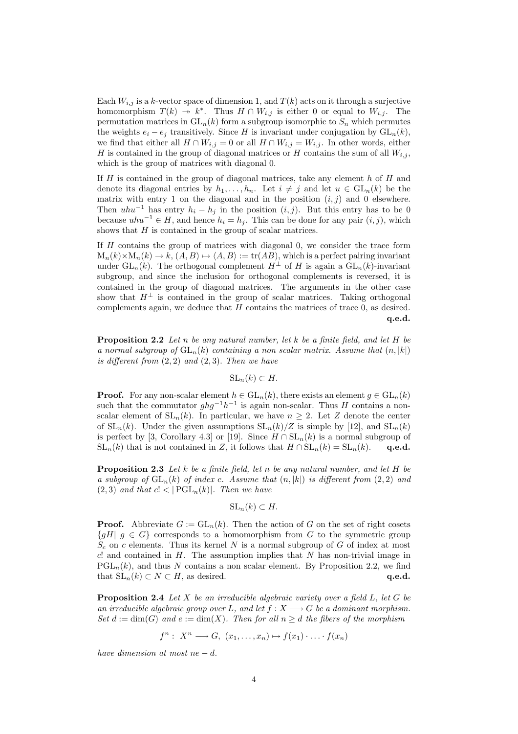Each $W_{i,j}$ is a $k$-vector space of dimension 1, and $T(k)$ acts on it through a surjective homomorphism $T(k) \twoheadrightarrow k^*$. Thus $H \cap W_{i,j}$ is either 0 or equal to $W_{i,j}$. The permutation matrices in $\mathrm{GL}_n(k)$ form a subgroup isomorphic to $S_n$ which permutes the weights $e_i - e_j$ transitively. Since $H$ is invariant under conjugation by $\mathrm{GL}_n(k)$, we find that either all $H \cap W_{i,j} = 0$ or all $H \cap W_{i,j} = W_{i,j}$. In other words, either $H$ is contained in the group of diagonal matrices or $H$ contains the sum of all $W_{i,j}$, which is the group of matrices with diagonal 0.

If $H$ is contained in the group of diagonal matrices, take any element $h$ of $H$ and denote its diagonal entries by $h_1, \ldots, h_n$. Let $i \neq j$ and let $u \in \mathrm{GL}_n(k)$ be the matrix with entry 1 on the diagonal and in the position $(i,j)$ and 0 elsewhere. Then $uhu^{-1}$ has entry $h_i - h_j$ in the position $(i,j)$. But this entry has to be 0 because $uhu^{-1} \in H$, and hence $h_i = h_j$. This can be done for any pair $(i,j)$, which shows that $H$ is contained in the group of scalar matrices.

If $H$ contains the group of matrices with diagonal 0, we consider the trace form $\mathrm{M}_n(k) \times \mathrm{M}_n(k) \to k$, $(A,B) \mapsto \langle A, B \rangle := \mathrm{tr}(AB)$, which is a perfect pairing invariant under $\mathrm{GL}_n(k)$. The orthogonal complement $H^\perp$ of $H$ is again a $\mathrm{GL}_n(k)$-invariant subgroup, and since the inclusion for orthogonal complements is reversed, it is contained in the group of diagonal matrices. The arguments in the other case show that $H^\perp$ is contained in the group of scalar matrices. Taking orthogonal complements again, we deduce that $H$ contains the matrices of trace 0, as desired. **q.e.d.**

**Proposition 2.2** *Let $n$ be any natural number, let $k$ be a finite field, and let $H$ be a normal subgroup of $\mathrm{GL}_n(k)$ containing a non scalar matrix. Assume that $(n, |k|)$ is different from $(2,2)$ and $(2,3)$. Then we have*

$$\mathrm{SL}_n(k) \subset H.$$

**Proof.** For any non-scalar element $h \in \mathrm{GL}_n(k)$, there exists an element $g \in \mathrm{GL}_n(k)$ such that the commutator $ghg^{-1}h^{-1}$ is again non-scalar. Thus $H$ contains a non-scalar element of $\mathrm{SL}_n(k)$. In particular, we have $n \geq 2$. Let $Z$ denote the center of $\mathrm{SL}_n(k)$. Under the given assumptions $\mathrm{SL}_n(k)/Z$ is simple by [12], and $\mathrm{SL}_n(k)$ is perfect by [3, Corollary 4.3] or [19]. Since $H \cap \mathrm{SL}_n(k)$ is a normal subgroup of $\mathrm{SL}_n(k)$ that is not contained in $Z$, it follows that $H \cap \mathrm{SL}_n(k) = \mathrm{SL}_n(k)$. **q.e.d.**

**Proposition 2.3** *Let $k$ be a finite field, let $n$ be any natural number, and let $H$ be a subgroup of $\mathrm{GL}_n(k)$ of index $c$. Assume that $(n, |k|)$ is different from $(2,2)$ and $(2,3)$ and that $c! < |\,\mathrm{PGL}_n(k)|$. Then we have*

$$\mathrm{SL}_n(k) \subset H.$$

**Proof.** Abbreviate $G := \mathrm{GL}_n(k)$. Then the action of $G$ on the set of right cosets $\{gH |\ g \in G\}$ corresponds to a homomorphism from $G$ to the symmetric group $S_c$ on $c$ elements. Thus its kernel $N$ is a normal subgroup of $G$ of index at most $c!$ and contained in $H$. The assumption implies that $N$ has non-trivial image in $\mathrm{PGL}_n(k)$, and thus $N$ contains a non scalar element. By Proposition 2.2, we find that $\mathrm{SL}_n(k) \subset N \subset H$, as desired. **q.e.d.**

**Proposition 2.4** *Let $X$ be an irreducible algebraic variety over a field $L$, let $G$ be an irreducible algebraic group over $L$, and let $f : X \longrightarrow G$ be a dominant morphism. Set $d := \dim(G)$ and $e := \dim(X)$. Then for all $n \geq d$ the fibers of the morphism*

$$f^n : \ X^n \longrightarrow G,\ (x_1, \ldots, x_n) \mapsto f(x_1) \cdot \ldots \cdot f(x_n)$$

*have dimension at most $ne - d$.*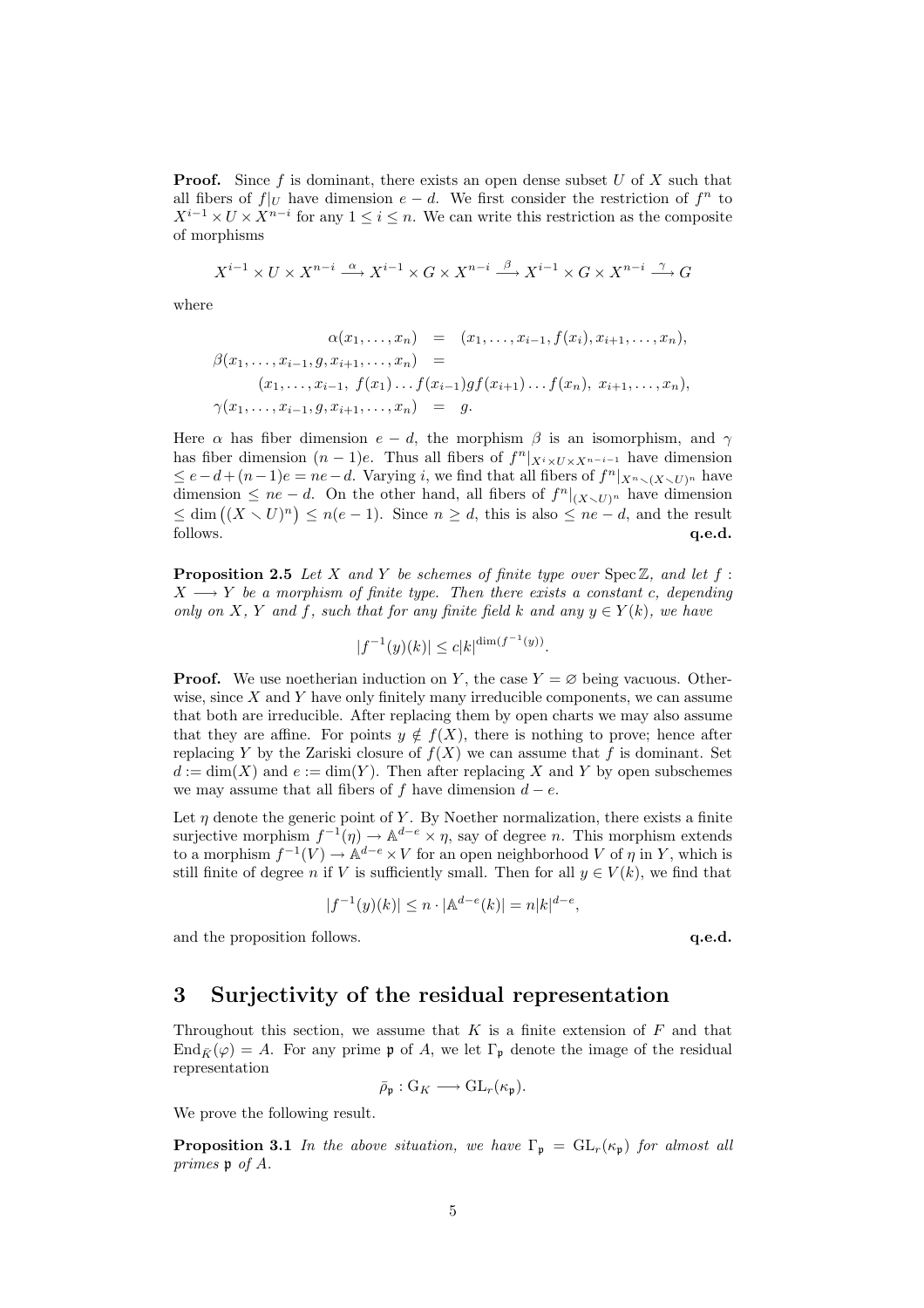**Proof.** Since $f$ is dominant, there exists an open dense subset $U$ of $X$ such that all fibers of $f|_U$ have dimension $e-d$. We first consider the restriction of $f^n$ to $X^{i-1} \times U \times X^{n-i}$ for any $1 \leq i \leq n$. We can write this restriction as the composite of morphisms

$$X^{i-1} \times U \times X^{n-i} \xrightarrow{\alpha} X^{i-1} \times G \times X^{n-i} \xrightarrow{\beta} X^{i-1} \times G \times X^{n-i} \xrightarrow{\gamma} G$$

where

$$\begin{aligned}
\alpha(x_1, \ldots, x_n) &= (x_1, \ldots, x_{i-1}, f(x_i), x_{i+1}, \ldots, x_n), \\
\beta(x_1, \ldots, x_{i-1}, g, x_{i+1}, \ldots, x_n) &= \\
&\quad (x_1, \ldots, x_{i-1},\ f(x_1) \ldots f(x_{i-1}) g f(x_{i+1}) \ldots f(x_n),\ x_{i+1}, \ldots, x_n), \\
\gamma(x_1, \ldots, x_{i-1}, g, x_{i+1}, \ldots, x_n) &= g.
\end{aligned}$$

Here $\alpha$ has fiber dimension $e-d$, the morphism $\beta$ is an isomorphism, and $\gamma$ has fiber dimension $(n-1)e$. Thus all fibers of $f^n|_{X^i \times U \times X^{n-i-1}}$ have dimension $\leq e-d+(n-1)e = ne-d$. Varying $i$, we find that all fibers of $f^n|_{X^n \smallsetminus (X \smallsetminus U)^n}$ have dimension $\leq ne-d$. On the other hand, all fibers of $f^n|_{(X \smallsetminus U)^n}$ have dimension $\leq \dim\big((X \smallsetminus U)^n\big) \leq n(e-1)$. Since $n \geq d$, this is also $\leq ne-d$, and the result follows. **q.e.d.**

**Proposition 2.5** *Let $X$ and $Y$ be schemes of finite type over $\operatorname{Spec}\mathbb{Z}$, and let $f : X \longrightarrow Y$ be a morphism of finite type. Then there exists a constant $c$, depending only on $X$, $Y$ and $f$, such that for any finite field $k$ and any $y \in Y(k)$, we have*

$$|f^{-1}(y)(k)| \leq c|k|^{\dim(f^{-1}(y))}.$$

**Proof.** We use noetherian induction on $Y$, the case $Y = \varnothing$ being vacuous. Otherwise, since $X$ and $Y$ have only finitely many irreducible components, we can assume that both are irreducible. After replacing them by open charts we may also assume that they are affine. For points $y \notin f(X)$, there is nothing to prove; hence after replacing $Y$ by the Zariski closure of $f(X)$ we can assume that $f$ is dominant. Set $d := \dim(X)$ and $e := \dim(Y)$. Then after replacing $X$ and $Y$ by open subschemes we may assume that all fibers of $f$ have dimension $d-e$.

Let $\eta$ denote the generic point of $Y$. By Noether normalization, there exists a finite surjective morphism $f^{-1}(\eta) \to \mathbb{A}^{d-e} \times \eta$, say of degree $n$. This morphism extends to a morphism $f^{-1}(V) \to \mathbb{A}^{d-e} \times V$ for an open neighborhood $V$ of $\eta$ in $Y$, which is still finite of degree $n$ if $V$ is sufficiently small. Then for all $y \in V(k)$, we find that

$$|f^{-1}(y)(k)| \leq n \cdot |\mathbb{A}^{d-e}(k)| = n|k|^{d-e},$$

and the proposition follows. **q.e.d.**

# 3 Surjectivity of the residual representation

Throughout this section, we assume that $K$ is a finite extension of $F$ and that $\operatorname{End}_{\bar{K}}(\varphi) = A$. For any prime $\mathfrak{p}$ of $A$, we let $\Gamma_{\mathfrak{p}}$ denote the image of the residual representation

$$\bar{\rho}_{\mathfrak{p}} : \mathrm{G}_K \longrightarrow \mathrm{GL}_r(\kappa_{\mathfrak{p}}).$$

We prove the following result.

**Proposition 3.1** *In the above situation, we have $\Gamma_{\mathfrak{p}} = \mathrm{GL}_r(\kappa_{\mathfrak{p}})$ for almost all primes $\mathfrak{p}$ of $A$.*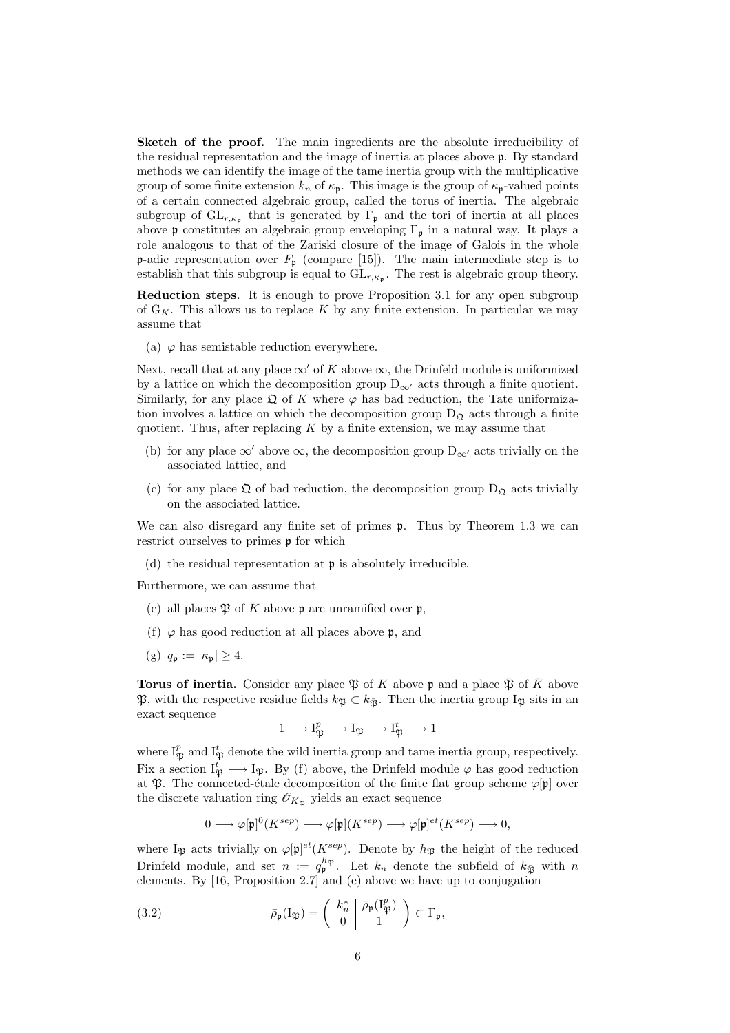**Sketch of the proof.** The main ingredients are the absolute irreducibility of the residual representation and the image of inertia at places above $\mathfrak{p}$. By standard methods we can identify the image of the tame inertia group with the multiplicative group of some finite extension $k_n$ of $\kappa_\mathfrak{p}$. This image is the group of $\kappa_\mathfrak{p}$-valued points of a certain connected algebraic group, called the torus of inertia. The algebraic subgroup of $\mathrm{GL}_{r,\kappa_\mathfrak{p}}$ that is generated by $\Gamma_\mathfrak{p}$ and the tori of inertia at all places above $\mathfrak{p}$ constitutes an algebraic group enveloping $\Gamma_\mathfrak{p}$ in a natural way. It plays a role analogous to that of the Zariski closure of the image of Galois in the whole $\mathfrak{p}$-adic representation over $F_\mathfrak{p}$ (compare [15]). The main intermediate step is to establish that this subgroup is equal to $\mathrm{GL}_{r,\kappa_\mathfrak{p}}$. The rest is algebraic group theory.

**Reduction steps.** It is enough to prove Proposition 3.1 for any open subgroup of $\mathrm{G}_K$. This allows us to replace $K$ by any finite extension. In particular we may assume that

(a) $\varphi$ has semistable reduction everywhere.

Next, recall that at any place $\infty'$ of $K$ above $\infty$, the Drinfeld module is uniformized by a lattice on which the decomposition group $\mathrm{D}_{\infty'}$ acts through a finite quotient. Similarly, for any place $\mathfrak{Q}$ of $K$ where $\varphi$ has bad reduction, the Tate uniformization involves a lattice on which the decomposition group $\mathrm{D}_\mathfrak{Q}$ acts through a finite quotient. Thus, after replacing $K$ by a finite extension, we may assume that

(b) for any place $\infty'$ above $\infty$, the decomposition group $\mathrm{D}_{\infty'}$ acts trivially on the associated lattice, and

(c) for any place $\mathfrak{Q}$ of bad reduction, the decomposition group $\mathrm{D}_\mathfrak{Q}$ acts trivially on the associated lattice.

We can also disregard any finite set of primes $\mathfrak{p}$. Thus by Theorem 1.3 we can restrict ourselves to primes $\mathfrak{p}$ for which

(d) the residual representation at $\mathfrak{p}$ is absolutely irreducible.

Furthermore, we can assume that

(e) all places $\mathfrak{P}$ of $K$ above $\mathfrak{p}$ are unramified over $\mathfrak{p}$,

(f) $\varphi$ has good reduction at all places above $\mathfrak{p}$, and

(g) $q_\mathfrak{p} := |\kappa_\mathfrak{p}| \geq 4$.

**Torus of inertia.** Consider any place $\mathfrak{P}$ of $K$ above $\mathfrak{p}$ and a place $\bar{\mathfrak{P}}$ of $\bar{K}$ above $\mathfrak{P}$, with the respective residue fields $k_\mathfrak{P} \subset k_{\bar{\mathfrak{P}}}$. Then the inertia group $\mathrm{I}_\mathfrak{P}$ sits in an exact sequence

$$1 \longrightarrow \mathrm{I}_\mathfrak{P}^p \longrightarrow \mathrm{I}_\mathfrak{P} \longrightarrow \mathrm{I}_\mathfrak{P}^t \longrightarrow 1$$

where $\mathrm{I}_\mathfrak{P}^p$ and $\mathrm{I}_\mathfrak{P}^t$ denote the wild inertia group and tame inertia group, respectively. Fix a section $\mathrm{I}_\mathfrak{P}^t \longrightarrow \mathrm{I}_\mathfrak{P}$. By (f) above, the Drinfeld module $\varphi$ has good reduction at $\mathfrak{P}$. The connected-étale decomposition of the finite flat group scheme $\varphi[\mathfrak{p}]$ over the discrete valuation ring $\mathscr{O}_{K_\mathfrak{P}}$ yields an exact sequence

$$0 \longrightarrow \varphi[\mathfrak{p}]^0(K^{sep}) \longrightarrow \varphi[\mathfrak{p}](K^{sep}) \longrightarrow \varphi[\mathfrak{p}]^{et}(K^{sep}) \longrightarrow 0,$$

where $\mathrm{I}_\mathfrak{P}$ acts trivially on $\varphi[\mathfrak{p}]^{et}(K^{sep})$. Denote by $h_\mathfrak{P}$ the height of the reduced Drinfeld module, and set $n := q_\mathfrak{p}^{h_\mathfrak{P}}$. Let $k_n$ denote the subfield of $k_{\bar{\mathfrak{P}}}$ with $n$ elements. By [16, Proposition 2.7] and (e) above we have up to conjugation

$$\bar{\rho}_\mathfrak{p}(\mathrm{I}_\mathfrak{P}) = \left(\begin{array}{c|c} k_n^* & \bar{\rho}_\mathfrak{p}(\mathrm{I}_\mathfrak{P}^p) \\ \hline 0 & 1 \end{array}\right) \subset \Gamma_\mathfrak{p}, \tag{3.2}$$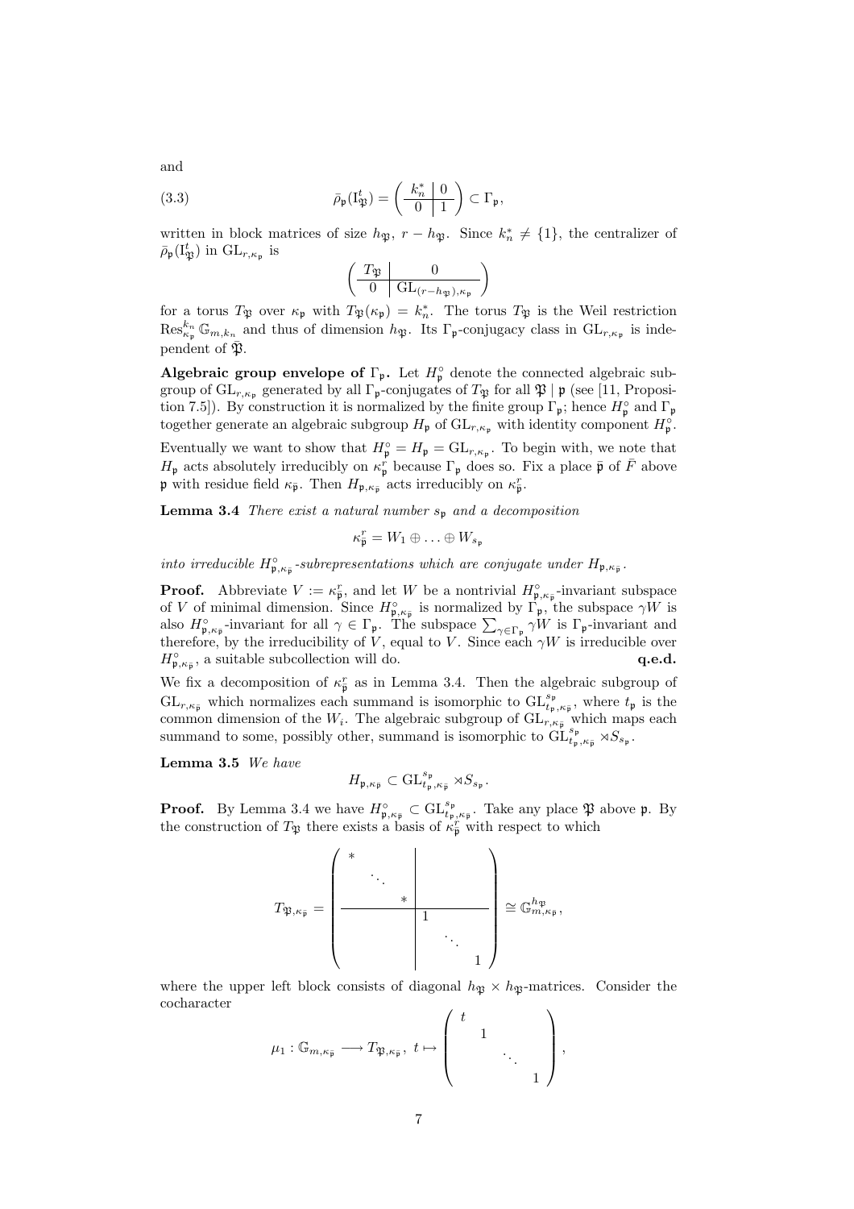and

$$\bar{\rho}_{\mathfrak{p}}(\mathrm{I}_{\mathfrak{P}}^t) = \left(\begin{array}{c|c} k_n^* & 0 \\ \hline 0 & 1 \end{array}\right) \subset \Gamma_{\mathfrak{p}}, \tag{3.3}$$

written in block matrices of size $h_{\mathfrak{P}}$, $r - h_{\mathfrak{P}}$. Since $k_n^* \neq \{1\}$, the centralizer of $\bar{\rho}_{\mathfrak{p}}(\mathrm{I}_{\mathfrak{P}}^t)$ in $\mathrm{GL}_{r,\kappa_{\mathfrak{p}}}$ is

$$\left(\begin{array}{c|c} T_{\mathfrak{P}} & 0 \\ \hline 0 & \mathrm{GL}_{(r-h_{\mathfrak{P}}),\kappa_{\mathfrak{p}}} \end{array}\right)$$

for a torus $T_{\mathfrak{P}}$ over $\kappa_{\mathfrak{p}}$ with $T_{\mathfrak{P}}(\kappa_{\mathfrak{p}}) = k_n^*$. The torus $T_{\mathfrak{P}}$ is the Weil restriction $\mathrm{Res}_{\kappa_{\mathfrak{p}}}^{k_n} \mathbb{G}_{m,k_n}$ and thus of dimension $h_{\mathfrak{P}}$. Its $\Gamma_{\mathfrak{p}}$-conjugacy class in $\mathrm{GL}_{r,\kappa_{\mathfrak{p}}}$ is independent of $\mathfrak{P}$.

**Algebraic group envelope of $\Gamma_{\mathfrak{p}}$.** Let $H_{\mathfrak{p}}^\circ$ denote the connected algebraic subgroup of $\mathrm{GL}_{r,\kappa_{\mathfrak{p}}}$ generated by all $\Gamma_{\mathfrak{p}}$-conjugates of $T_{\mathfrak{P}}$ for all $\mathfrak{P} \mid \mathfrak{p}$ (see [11, Proposition 7.5]). By construction it is normalized by the finite group $\Gamma_{\mathfrak{p}}$; hence $H_{\mathfrak{p}}^\circ$ and $\Gamma_{\mathfrak{p}}$ together generate an algebraic subgroup $H_{\mathfrak{p}}$ of $\mathrm{GL}_{r,\kappa_{\mathfrak{p}}}$ with identity component $H_{\mathfrak{p}}^\circ$.

Eventually we want to show that $H_{\mathfrak{p}}^\circ = H_{\mathfrak{p}} = \mathrm{GL}_{r,\kappa_{\mathfrak{p}}}$. To begin with, we note that $H_{\mathfrak{p}}$ acts absolutely irreducibly on $\kappa_{\mathfrak{p}}^r$ because $\Gamma_{\mathfrak{p}}$ does so. Fix a place $\bar{\mathfrak{p}}$ of $\bar{F}$ above $\mathfrak{p}$ with residue field $\kappa_{\bar{\mathfrak{p}}}$. Then $H_{\mathfrak{p},\kappa_{\bar{\mathfrak{p}}}}$ acts irreducibly on $\kappa_{\bar{\mathfrak{p}}}^r$.

**Lemma 3.4** *There exist a natural number $s_{\mathfrak{p}}$ and a decomposition*

$$\kappa_{\bar{\mathfrak{p}}}^r = W_1 \oplus \ldots \oplus W_{s_{\mathfrak{p}}}$$

*into irreducible $H_{\mathfrak{p},\kappa_{\bar{\mathfrak{p}}}}^\circ$-subrepresentations which are conjugate under $H_{\mathfrak{p},\kappa_{\bar{\mathfrak{p}}}}$.*

**Proof.** Abbreviate $V := \kappa_{\bar{\mathfrak{p}}}^r$, and let $W$ be a nontrivial $H_{\mathfrak{p},\kappa_{\bar{\mathfrak{p}}}}^\circ$-invariant subspace of $V$ of minimal dimension. Since $H_{\mathfrak{p},\kappa_{\bar{\mathfrak{p}}}}^\circ$ is normalized by $\Gamma_{\mathfrak{p}}$, the subspace $\gamma W$ is also $H_{\mathfrak{p},\kappa_{\bar{\mathfrak{p}}}}^\circ$-invariant for all $\gamma \in \Gamma_{\mathfrak{p}}$. The subspace $\sum_{\gamma \in \Gamma_{\mathfrak{p}}} \gamma W$ is $\Gamma_{\mathfrak{p}}$-invariant and therefore, by the irreducibility of $V$, equal to $V$. Since each $\gamma W$ is irreducible over $H_{\mathfrak{p},\kappa_{\bar{\mathfrak{p}}}}^\circ$, a suitable subcollection will do. **q.e.d.**

We fix a decomposition of $\kappa_{\bar{\mathfrak{p}}}^r$ as in Lemma 3.4. Then the algebraic subgroup of $\mathrm{GL}_{r,\kappa_{\bar{\mathfrak{p}}}}$ which normalizes each summand is isomorphic to $\mathrm{GL}_{t_{\mathfrak{p}},\kappa_{\bar{\mathfrak{p}}}}^{s_{\mathfrak{p}}}$, where $t_{\mathfrak{p}}$ is the common dimension of the $W_i$. The algebraic subgroup of $\mathrm{GL}_{r,\kappa_{\bar{\mathfrak{p}}}}$ which maps each summand to some, possibly other, summand is isomorphic to $\mathrm{GL}_{t_{\mathfrak{p}},\kappa_{\bar{\mathfrak{p}}}}^{s_{\mathfrak{p}}} \rtimes S_{s_{\mathfrak{p}}}$.

**Lemma 3.5** *We have*

$$H_{\mathfrak{p},\kappa_{\bar{\mathfrak{p}}}} \subset \mathrm{GL}_{t_{\mathfrak{p}},\kappa_{\bar{\mathfrak{p}}}}^{s_{\mathfrak{p}}} \rtimes S_{s_{\mathfrak{p}}}.$$

**Proof.** By Lemma 3.4 we have $H_{\mathfrak{p},\kappa_{\bar{\mathfrak{p}}}}^\circ \subset \mathrm{GL}_{t_{\mathfrak{p}},\kappa_{\bar{\mathfrak{p}}}}^{s_{\mathfrak{p}}}$. Take any place $\mathfrak{P}$ above $\mathfrak{p}$. By the construction of $T_{\mathfrak{P}}$ there exists a basis of $\kappa_{\bar{\mathfrak{p}}}^r$ with respect to which

$$T_{\mathfrak{P},\kappa_{\bar{\mathfrak{p}}}} = \left(\begin{array}{ccc|ccc} * & & & & & \\ & \ddots & & & & \\ & & * & & & \\ \hline & & & 1 & & \\ & & & & \ddots & \\ & & & & & 1 \end{array}\right) \cong \mathbb{G}_{m,\kappa_{\bar{\mathfrak{p}}}}^{h_{\mathfrak{P}}},$$

where the upper left block consists of diagonal $h_{\mathfrak{P}} \times h_{\mathfrak{P}}$-matrices. Consider the cocharacter

$$\mu_1 : \mathbb{G}_{m,\kappa_{\bar{\mathfrak{p}}}} \longrightarrow T_{\mathfrak{P},\kappa_{\bar{\mathfrak{p}}}},\ t \mapsto \begin{pmatrix} t & & & \\ & 1 & & \\ & & \ddots & \\ & & & 1 \end{pmatrix},$$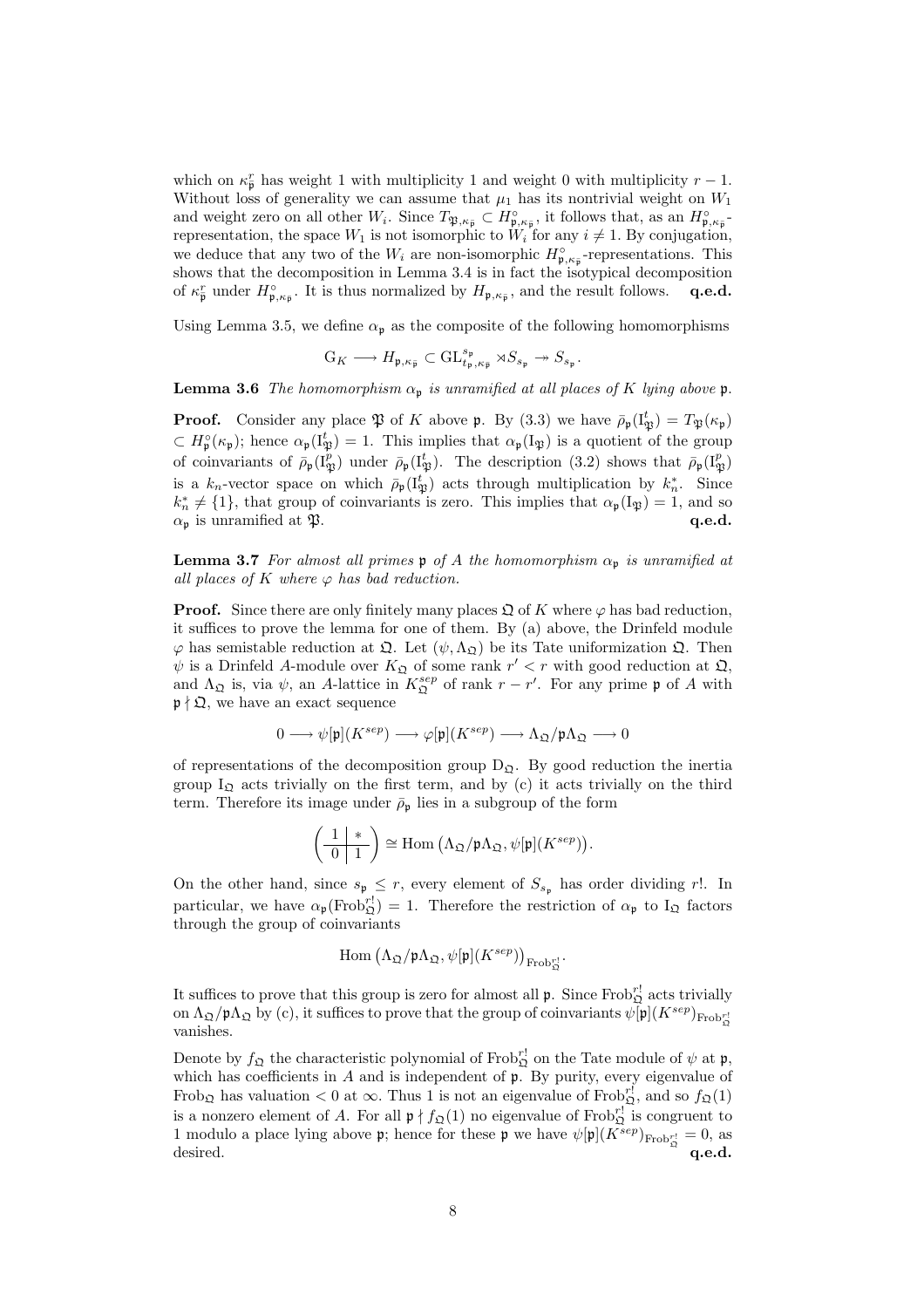which on $\kappa_{\bar{\mathfrak{p}}}^r$ has weight 1 with multiplicity 1 and weight 0 with multiplicity $r-1$. Without loss of generality we can assume that $\mu_1$ has its nontrivial weight on $W_1$ and weight zero on all other $W_i$. Since $T_{\mathfrak{P},\kappa_{\bar{\mathfrak{p}}}} \subset H^\circ_{\mathfrak{p},\kappa_{\bar{\mathfrak{p}}}}$, it follows that, as an $H^\circ_{\mathfrak{p},\kappa_{\bar{\mathfrak{p}}}}$-representation, the space $W_1$ is not isomorphic to $W_i$ for any $i \neq 1$. By conjugation, we deduce that any two of the $W_i$ are non-isomorphic $H^\circ_{\mathfrak{p},\kappa_{\bar{\mathfrak{p}}}}$-representations. This shows that the decomposition in Lemma 3.4 is in fact the isotypical decomposition of $\kappa_{\bar{\mathfrak{p}}}^r$ under $H^\circ_{\mathfrak{p},\kappa_{\bar{\mathfrak{p}}}}$. It is thus normalized by $H_{\mathfrak{p},\kappa_{\bar{\mathfrak{p}}}}$, and the result follows. **q.e.d.**

Using Lemma 3.5, we define $\alpha_{\mathfrak{p}}$ as the composite of the following homomorphisms

$$\mathrm{G}_K \longrightarrow H_{\mathfrak{p},\kappa_{\bar{\mathfrak{p}}}} \subset \mathrm{GL}^{s_{\mathfrak{p}}}_{t_{\mathfrak{p}},\kappa_{\bar{\mathfrak{p}}}} \rtimes S_{s_{\mathfrak{p}}} \twoheadrightarrow S_{s_{\mathfrak{p}}}.$$

**Lemma 3.6** *The homomorphism $\alpha_{\mathfrak{p}}$ is unramified at all places of $K$ lying above $\mathfrak{p}$.*

**Proof.** Consider any place $\mathfrak{P}$ of $K$ above $\mathfrak{p}$. By (3.3) we have $\bar{\rho}_{\mathfrak{p}}(\mathrm{I}^t_{\mathfrak{P}}) = T_{\mathfrak{P}}(\kappa_{\mathfrak{p}}) \subset H^\circ_{\mathfrak{p}}(\kappa_{\mathfrak{p}})$; hence $\alpha_{\mathfrak{p}}(\mathrm{I}^t_{\mathfrak{P}}) = 1$. This implies that $\alpha_{\mathfrak{p}}(\mathrm{I}_{\mathfrak{P}})$ is a quotient of the group of coinvariants of $\bar{\rho}_{\mathfrak{p}}(\mathrm{I}^p_{\mathfrak{P}})$ under $\bar{\rho}_{\mathfrak{p}}(\mathrm{I}^t_{\mathfrak{P}})$. The description (3.2) shows that $\bar{\rho}_{\mathfrak{p}}(\mathrm{I}^p_{\mathfrak{P}})$ is a $k_n$-vector space on which $\bar{\rho}_{\mathfrak{p}}(\mathrm{I}^t_{\mathfrak{P}})$ acts through multiplication by $k_n^*$. Since $k_n^* \neq \{1\}$, that group of coinvariants is zero. This implies that $\alpha_{\mathfrak{p}}(\mathrm{I}_{\mathfrak{P}}) = 1$, and so $\alpha_{\mathfrak{p}}$ is unramified at $\mathfrak{P}$. **q.e.d.**

**Lemma 3.7** *For almost all primes $\mathfrak{p}$ of $A$ the homomorphism $\alpha_{\mathfrak{p}}$ is unramified at all places of $K$ where $\varphi$ has bad reduction.*

**Proof.** Since there are only finitely many places $\mathfrak{Q}$ of $K$ where $\varphi$ has bad reduction, it suffices to prove the lemma for one of them. By (a) above, the Drinfeld module $\varphi$ has semistable reduction at $\mathfrak{Q}$. Let $(\psi, \Lambda_{\mathfrak{Q}})$ be its Tate uniformization $\mathfrak{Q}$. Then $\psi$ is a Drinfeld $A$-module over $K_{\mathfrak{Q}}$ of some rank $r' < r$ with good reduction at $\mathfrak{Q}$, and $\Lambda_{\mathfrak{Q}}$ is, via $\psi$, an $A$-lattice in $K^{sep}_{\mathfrak{Q}}$ of rank $r - r'$. For any prime $\mathfrak{p}$ of $A$ with $\mathfrak{p} \nmid \mathfrak{Q}$, we have an exact sequence

$$0 \longrightarrow \psi[\mathfrak{p}](K^{sep}) \longrightarrow \varphi[\mathfrak{p}](K^{sep}) \longrightarrow \Lambda_{\mathfrak{Q}}/\mathfrak{p}\Lambda_{\mathfrak{Q}} \longrightarrow 0$$

of representations of the decomposition group $\mathrm{D}_{\mathfrak{Q}}$. By good reduction the inertia group $\mathrm{I}_{\mathfrak{Q}}$ acts trivially on the first term, and by (c) it acts trivially on the third term. Therefore its image under $\bar{\rho}_{\mathfrak{p}}$ lies in a subgroup of the form

$$\left(\begin{array}{c|c} 1 & * \\ \hline 0 & 1 \end{array}\right) \cong \mathrm{Hom}\big(\Lambda_{\mathfrak{Q}}/\mathfrak{p}\Lambda_{\mathfrak{Q}}, \psi[\mathfrak{p}](K^{sep})\big).$$

On the other hand, since $s_{\mathfrak{p}} \leq r$, every element of $S_{s_{\mathfrak{p}}}$ has order dividing $r!$. In particular, we have $\alpha_{\mathfrak{p}}(\mathrm{Frob}^{r!}_{\mathfrak{Q}}) = 1$. Therefore the restriction of $\alpha_{\mathfrak{p}}$ to $\mathrm{I}_{\mathfrak{Q}}$ factors through the group of coinvariants

$$\mathrm{Hom}\big(\Lambda_{\mathfrak{Q}}/\mathfrak{p}\Lambda_{\mathfrak{Q}}, \psi[\mathfrak{p}](K^{sep})\big)_{\mathrm{Frob}^{r!}_{\mathfrak{Q}}}.$$

It suffices to prove that this group is zero for almost all $\mathfrak{p}$. Since $\mathrm{Frob}^{r!}_{\mathfrak{Q}}$ acts trivially on $\Lambda_{\mathfrak{Q}}/\mathfrak{p}\Lambda_{\mathfrak{Q}}$ by (c), it suffices to prove that the group of coinvariants $\psi[\mathfrak{p}](K^{sep})_{\mathrm{Frob}^{r!}_{\mathfrak{Q}}}$ vanishes.

Denote by $f_{\mathfrak{Q}}$ the characteristic polynomial of $\mathrm{Frob}^{r!}_{\mathfrak{Q}}$ on the Tate module of $\psi$ at $\mathfrak{p}$, which has coefficients in $A$ and is independent of $\mathfrak{p}$. By purity, every eigenvalue of $\mathrm{Frob}_{\mathfrak{Q}}$ has valuation $< 0$ at $\infty$. Thus 1 is not an eigenvalue of $\mathrm{Frob}^{r!}_{\mathfrak{Q}}$, and so $f_{\mathfrak{Q}}(1)$ is a nonzero element of $A$. For all $\mathfrak{p} \nmid f_{\mathfrak{Q}}(1)$ no eigenvalue of $\mathrm{Frob}^{r!}_{\mathfrak{Q}}$ is congruent to 1 modulo a place lying above $\mathfrak{p}$; hence for these $\mathfrak{p}$ we have $\psi[\mathfrak{p}](K^{sep})_{\mathrm{Frob}^{r!}_{\mathfrak{Q}}} = 0$, as desired. **q.e.d.**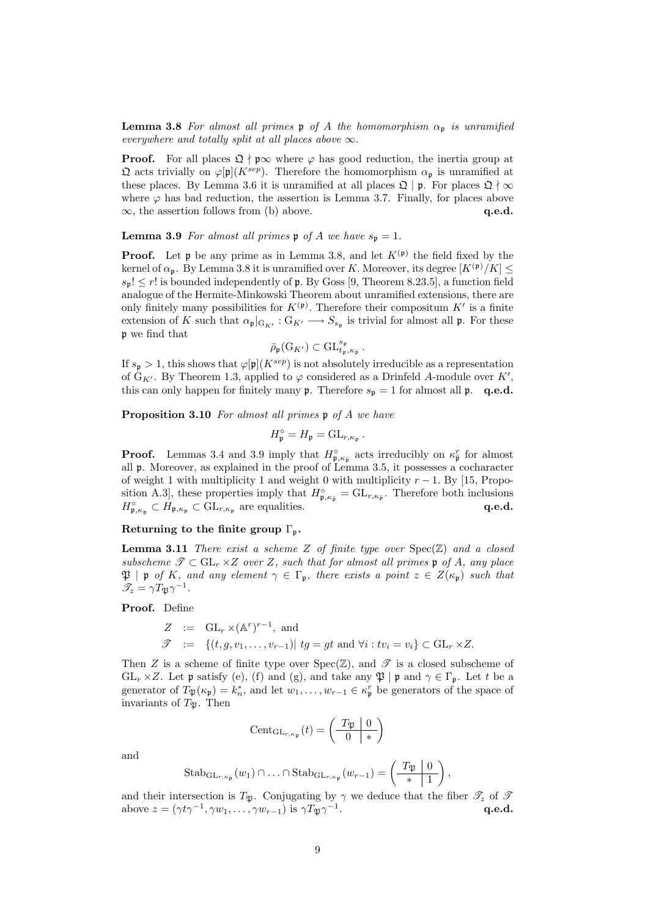**Lemma 3.8** *For almost all primes $\mathfrak{p}$ of $A$ the homomorphism $\alpha_\mathfrak{p}$ is unramified everywhere and totally split at all places above $\infty$.*

**Proof.** For all places $\mathfrak{Q} \nmid \mathfrak{p}\infty$ where $\varphi$ has good reduction, the inertia group at $\mathfrak{Q}$ acts trivially on $\varphi[\mathfrak{p}](K^{sep})$. Therefore the homomorphism $\alpha_\mathfrak{p}$ is unramified at these places. By Lemma 3.6 it is unramified at all places $\mathfrak{Q} \mid \mathfrak{p}$. For places $\mathfrak{Q} \nmid \infty$ where $\varphi$ has bad reduction, the assertion is Lemma 3.7. Finally, for places above $\infty$, the assertion follows from (b) above. **q.e.d.**

**Lemma 3.9** *For almost all primes $\mathfrak{p}$ of $A$ we have $s_\mathfrak{p} = 1$.*

**Proof.** Let $\mathfrak{p}$ be any prime as in Lemma 3.8, and let $K^{(\mathfrak{p})}$ the field fixed by the kernel of $\alpha_\mathfrak{p}$. By Lemma 3.8 it is unramified over $K$. Moreover, its degree $[K^{(\mathfrak{p})}/K] \leq s_\mathfrak{p}! \leq r!$ is bounded independently of $\mathfrak{p}$. By Goss [9, Theorem 8.23.5], a function field analogue of the Hermite-Minkowski Theorem about unramified extensions, there are only finitely many possibilities for $K^{(\mathfrak{p})}$. Therefore their compositum $K'$ is a finite extension of $K$ such that $\alpha_\mathfrak{p}|_{\mathrm{G}_{K'}} : \mathrm{G}_{K'} \longrightarrow S_{s_\mathfrak{p}}$ is trivial for almost all $\mathfrak{p}$. For these $\mathfrak{p}$ we find that

$$\bar{\rho}_\mathfrak{p}(\mathrm{G}_{K'}) \subset \mathrm{GL}_{t_\mathfrak{p}, \kappa_{\tilde{\mathfrak{p}}}}^{s_\mathfrak{p}} .$$

If $s_\mathfrak{p} > 1$, this shows that $\varphi[\mathfrak{p}](K^{sep})$ is not absolutely irreducible as a representation of $\mathrm{G}_{K'}$. By Theorem 1.3, applied to $\varphi$ considered as a Drinfeld $A$-module over $K'$, this can only happen for finitely many $\mathfrak{p}$. Therefore $s_\mathfrak{p} = 1$ for almost all $\mathfrak{p}$. **q.e.d.**

**Proposition 3.10** *For almost all primes $\mathfrak{p}$ of $A$ we have*

$$H_\mathfrak{p}^\circ = H_\mathfrak{p} = \mathrm{GL}_{r,\kappa_\mathfrak{p}} .$$

**Proof.** Lemmas 3.4 and 3.9 imply that $H^\circ_{\mathfrak{p},\kappa_{\tilde{\mathfrak{p}}}}$ acts irreducibly on $\kappa_{\tilde{\mathfrak{p}}}^r$ for almost all $\mathfrak{p}$. Moreover, as explained in the proof of Lemma 3.5, it possesses a cocharacter of weight 1 with multiplicity 1 and weight 0 with multiplicity $r-1$. By [15, Proposition A.3], these properties imply that $H^\circ_{\mathfrak{p},\kappa_{\tilde{\mathfrak{p}}}} = \mathrm{GL}_{r,\kappa_{\tilde{\mathfrak{p}}}}$. Therefore both inclusions $H^\circ_{\mathfrak{p},\kappa_\mathfrak{p}} \subset H_{\mathfrak{p},\kappa_\mathfrak{p}} \subset \mathrm{GL}_{r,\kappa_\mathfrak{p}}$ are equalities. **q.e.d.**

**Returning to the finite group $\Gamma_\mathfrak{p}$.**

**Lemma 3.11** *There exist a scheme $Z$ of finite type over $\mathrm{Spec}(\mathbb{Z})$ and a closed subscheme $\mathscr{T} \subset \mathrm{GL}_r \times Z$ over $Z$, such that for almost all primes $\mathfrak{p}$ of $A$, any place $\mathfrak{P} \mid \mathfrak{p}$ of $K$, and any element $\gamma \in \Gamma_\mathfrak{p}$, there exists a point $z \in Z(\kappa_\mathfrak{p})$ such that $\mathscr{T}_z = \gamma T_\mathfrak{P} \gamma^{-1}$.*

**Proof.** Define

$$\begin{aligned} Z &:= \mathrm{GL}_r \times (\mathbb{A}^r)^{r-1}, \text{ and} \\ \mathscr{T} &:= \{(t, g, v_1, \ldots, v_{r-1}) |\ tg = gt \text{ and } \forall i : tv_i = v_i\} \subset \mathrm{GL}_r \times Z. \end{aligned}$$

Then $Z$ is a scheme of finite type over $\mathrm{Spec}(\mathbb{Z})$, and $\mathscr{T}$ is a closed subscheme of $\mathrm{GL}_r \times Z$. Let $\mathfrak{p}$ satisfy (e), (f) and (g), and take any $\mathfrak{P} \mid \mathfrak{p}$ and $\gamma \in \Gamma_\mathfrak{p}$. Let $t$ be a generator of $T_\mathfrak{P}(\kappa_\mathfrak{p}) = k_n^*$, and let $w_1, \ldots, w_{r-1} \in \kappa_\mathfrak{p}^r$ be generators of the space of invariants of $T_\mathfrak{P}$. Then

$$\mathrm{Cent}_{\mathrm{GL}_{r,\kappa_\mathfrak{p}}}(t) = \left( \begin{array}{c|c} T_\mathfrak{P} & 0 \\ \hline 0 & * \end{array} \right)$$

and

$$\mathrm{Stab}_{\mathrm{GL}_{r,\kappa_\mathfrak{p}}}(w_1) \cap \ldots \cap \mathrm{Stab}_{\mathrm{GL}_{r,\kappa_\mathfrak{p}}}(w_{r-1}) = \left( \begin{array}{c|c} T_\mathfrak{P} & 0 \\ \hline * & 1 \end{array} \right),$$

and their intersection is $T_\mathfrak{P}$. Conjugating by $\gamma$ we deduce that the fiber $\mathscr{T}_z$ of $\mathscr{T}$ above $z = (\gamma t \gamma^{-1}, \gamma w_1, \ldots, \gamma w_{r-1})$ is $\gamma T_\mathfrak{P} \gamma^{-1}$. **q.e.d.**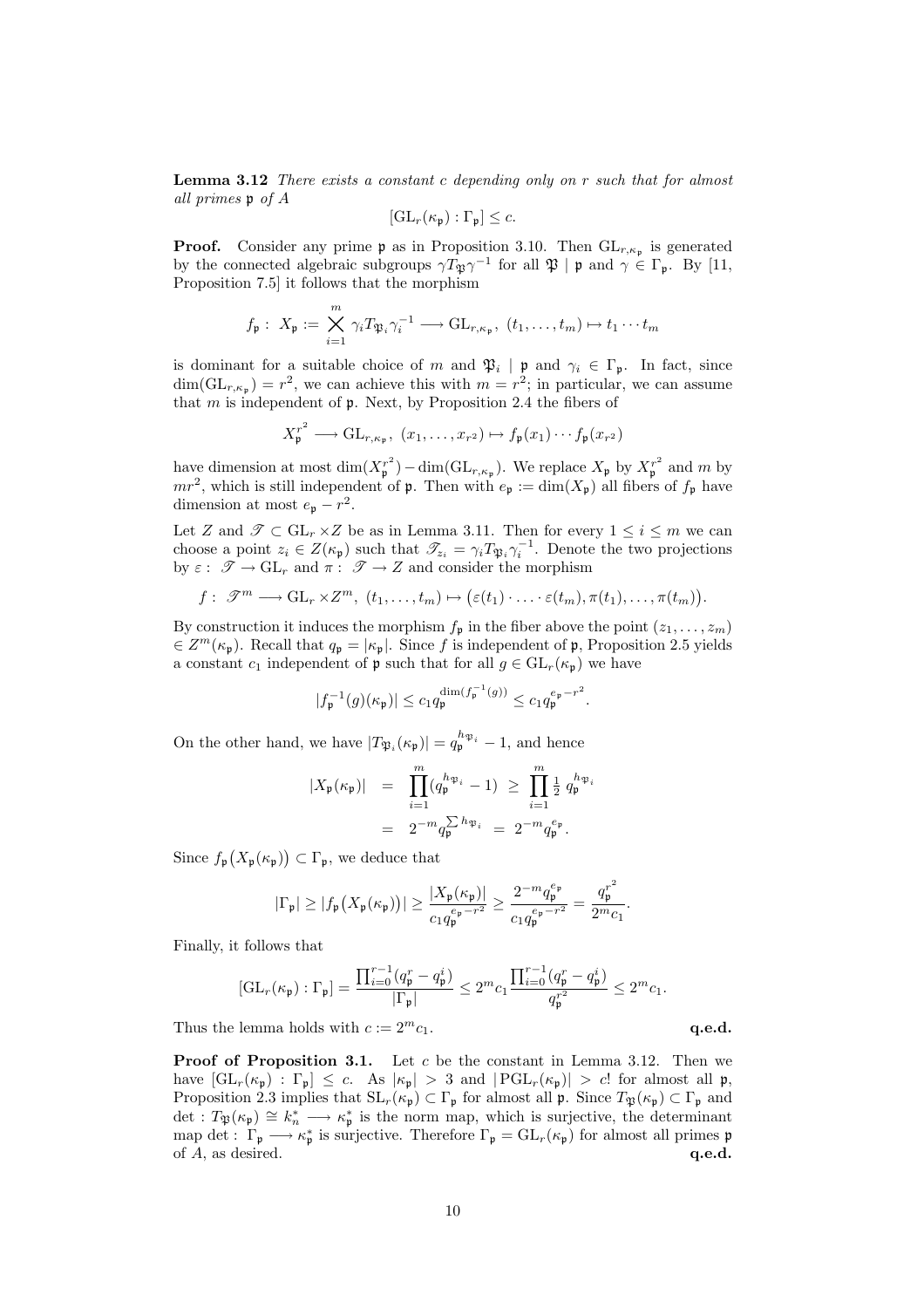**Lemma 3.12** *There exists a constant $c$ depending only on $r$ such that for almost all primes $\mathfrak{p}$ of $A$*

$$[\mathrm{GL}_r(\kappa_\mathfrak{p}) : \Gamma_\mathfrak{p}] \leq c.$$

**Proof.** Consider any prime $\mathfrak{p}$ as in Proposition 3.10. Then $\mathrm{GL}_{r,\kappa_\mathfrak{p}}$ is generated by the connected algebraic subgroups $\gamma T_\mathfrak{P} \gamma^{-1}$ for all $\mathfrak{P} \mid \mathfrak{p}$ and $\gamma \in \Gamma_\mathfrak{p}$. By [11, Proposition 7.5] it follows that the morphism

$$f_\mathfrak{p} : \; X_\mathfrak{p} := \bigtimes_{i=1}^{m} \gamma_i T_{\mathfrak{P}_i} \gamma_i^{-1} \longrightarrow \mathrm{GL}_{r,\kappa_\mathfrak{p}}, \; (t_1, \ldots, t_m) \mapsto t_1 \cdots t_m$$

is dominant for a suitable choice of $m$ and $\mathfrak{P}_i \mid \mathfrak{p}$ and $\gamma_i \in \Gamma_\mathfrak{p}$. In fact, since $\dim(\mathrm{GL}_{r,\kappa_\mathfrak{p}}) = r^2$, we can achieve this with $m = r^2$; in particular, we can assume that $m$ is independent of $\mathfrak{p}$. Next, by Proposition 2.4 the fibers of

$$X_\mathfrak{p}^{r^2} \longrightarrow \mathrm{GL}_{r,\kappa_\mathfrak{p}}, \; (x_1, \ldots, x_{r^2}) \mapsto f_\mathfrak{p}(x_1) \cdots f_\mathfrak{p}(x_{r^2})$$

have dimension at most $\dim(X_\mathfrak{p}^{r^2}) - \dim(\mathrm{GL}_{r,\kappa_\mathfrak{p}})$. We replace $X_\mathfrak{p}$ by $X_\mathfrak{p}^{r^2}$ and $m$ by $mr^2$, which is still independent of $\mathfrak{p}$. Then with $e_\mathfrak{p} := \dim(X_\mathfrak{p})$ all fibers of $f_\mathfrak{p}$ have dimension at most $e_\mathfrak{p} - r^2$.

Let $Z$ and $\mathscr{T} \subset \mathrm{GL}_r \times Z$ be as in Lemma 3.11. Then for every $1 \leq i \leq m$ we can choose a point $z_i \in Z(\kappa_\mathfrak{p})$ such that $\mathscr{T}_{z_i} = \gamma_i T_{\mathfrak{P}_i} \gamma_i^{-1}$. Denote the two projections by $\varepsilon : \mathscr{T} \to \mathrm{GL}_r$ and $\pi : \mathscr{T} \to Z$ and consider the morphism

$$f : \; \mathscr{T}^m \longrightarrow \mathrm{GL}_r \times Z^m, \; (t_1, \ldots, t_m) \mapsto \big(\varepsilon(t_1) \cdot \ldots \cdot \varepsilon(t_m), \pi(t_1), \ldots, \pi(t_m)\big).$$

By construction it induces the morphism $f_\mathfrak{p}$ in the fiber above the point $(z_1, \ldots, z_m) \in Z^m(\kappa_\mathfrak{p})$. Recall that $q_\mathfrak{p} = |\kappa_\mathfrak{p}|$. Since $f$ is independent of $\mathfrak{p}$, Proposition 2.5 yields a constant $c_1$ independent of $\mathfrak{p}$ such that for all $g \in \mathrm{GL}_r(\kappa_\mathfrak{p})$ we have

$$|f_\mathfrak{p}^{-1}(g)(\kappa_\mathfrak{p})| \leq c_1 q_\mathfrak{p}^{\dim(f_\mathfrak{p}^{-1}(g))} \leq c_1 q_\mathfrak{p}^{e_\mathfrak{p} - r^2}.$$

On the other hand, we have $|T_{\mathfrak{P}_i}(\kappa_\mathfrak{p})| = q_\mathfrak{p}^{h_{\mathfrak{P}_i}} - 1$, and hence

$$\begin{aligned} |X_\mathfrak{p}(\kappa_\mathfrak{p})| &= \prod_{i=1}^{m} (q_\mathfrak{p}^{h_{\mathfrak{P}_i}} - 1) \;\geq\; \prod_{i=1}^{m} \tfrac{1}{2}\, q_\mathfrak{p}^{h_{\mathfrak{P}_i}} \\ &= 2^{-m} q_\mathfrak{p}^{\sum h_{\mathfrak{P}_i}} \;=\; 2^{-m} q_\mathfrak{p}^{e_\mathfrak{p}}. \end{aligned}$$

Since $f_\mathfrak{p}\big(X_\mathfrak{p}(\kappa_\mathfrak{p})\big) \subset \Gamma_\mathfrak{p}$, we deduce that

$$|\Gamma_\mathfrak{p}| \geq |f_\mathfrak{p}\big(X_\mathfrak{p}(\kappa_\mathfrak{p})\big)| \geq \frac{|X_\mathfrak{p}(\kappa_\mathfrak{p})|}{c_1 q_\mathfrak{p}^{e_\mathfrak{p} - r^2}} \geq \frac{2^{-m} q_\mathfrak{p}^{e_\mathfrak{p}}}{c_1 q_\mathfrak{p}^{e_\mathfrak{p} - r^2}} = \frac{q_\mathfrak{p}^{r^2}}{2^m c_1}.$$

Finally, it follows that

$$[\mathrm{GL}_r(\kappa_\mathfrak{p}) : \Gamma_\mathfrak{p}] = \frac{\prod_{i=0}^{r-1}(q_\mathfrak{p}^r - q_\mathfrak{p}^i)}{|\Gamma_\mathfrak{p}|} \leq 2^m c_1 \frac{\prod_{i=0}^{r-1}(q_\mathfrak{p}^r - q_\mathfrak{p}^i)}{q_\mathfrak{p}^{r^2}} \leq 2^m c_1.$$

Thus the lemma holds with $c := 2^m c_1$. **q.e.d.**

**Proof of Proposition 3.1.** Let $c$ be the constant in Lemma 3.12. Then we have $[\mathrm{GL}_r(\kappa_\mathfrak{p}) : \Gamma_\mathfrak{p}] \leq c$. As $|\kappa_\mathfrak{p}| > 3$ and $|\mathrm{PGL}_r(\kappa_\mathfrak{p})| > c!$ for almost all $\mathfrak{p}$, Proposition 2.3 implies that $\mathrm{SL}_r(\kappa_\mathfrak{p}) \subset \Gamma_\mathfrak{p}$ for almost all $\mathfrak{p}$. Since $T_\mathfrak{P}(\kappa_\mathfrak{p}) \subset \Gamma_\mathfrak{p}$ and $\det : T_\mathfrak{P}(\kappa_\mathfrak{p}) \cong k_n^* \longrightarrow \kappa_\mathfrak{p}^*$ is the norm map, which is surjective, the determinant map $\det : \Gamma_\mathfrak{p} \longrightarrow \kappa_\mathfrak{p}^*$ is surjective. Therefore $\Gamma_\mathfrak{p} = \mathrm{GL}_r(\kappa_\mathfrak{p})$ for almost all primes $\mathfrak{p}$ of $A$, as desired. **q.e.d.**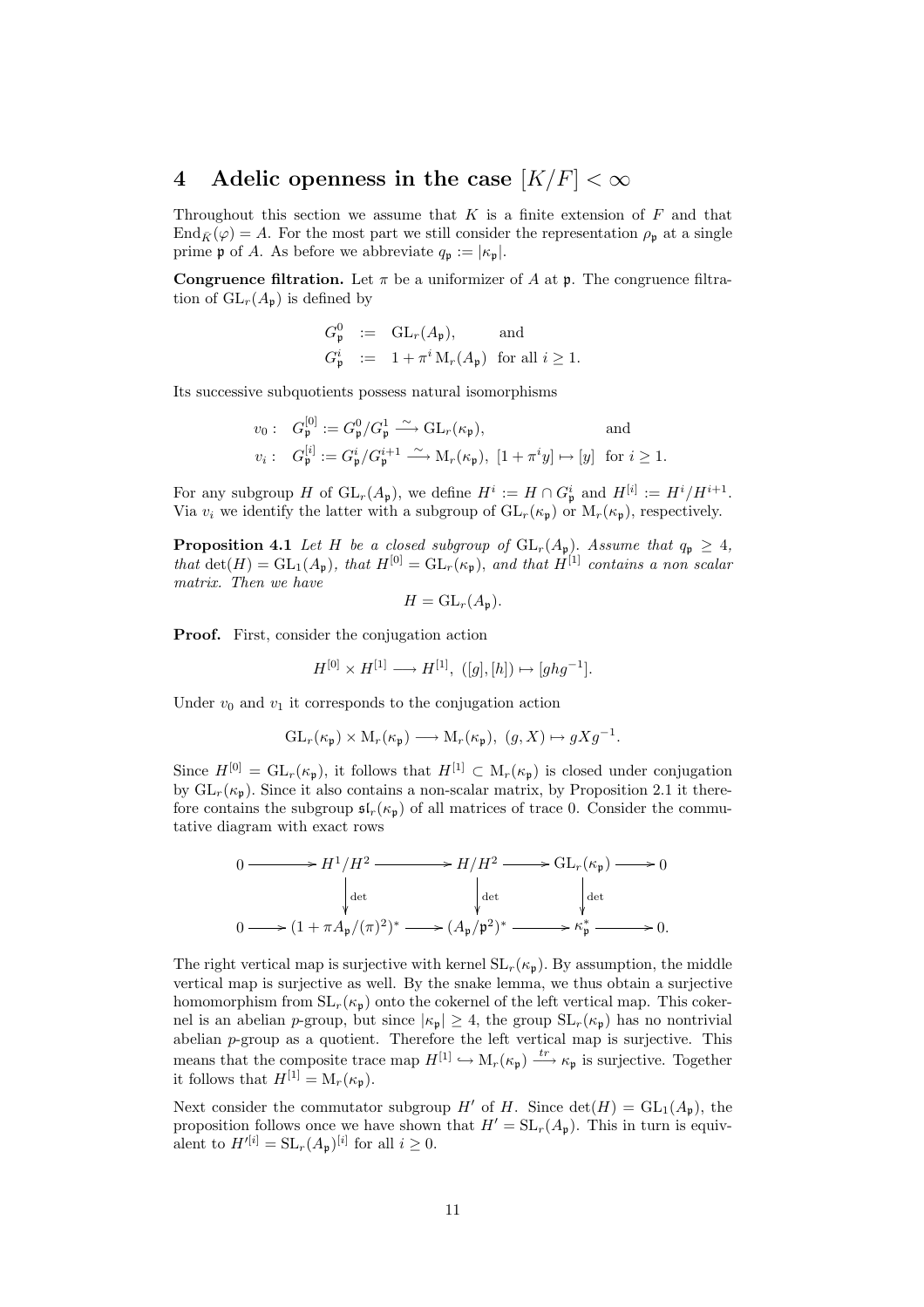## 4 Adelic openness in the case $[K/F] < \infty$

Throughout this section we assume that $K$ is a finite extension of $F$ and that $\mathrm{End}_{\bar{K}}(\varphi) = A$. For the most part we still consider the representation $\rho_{\mathfrak{p}}$ at a single prime $\mathfrak{p}$ of $A$. As before we abbreviate $q_{\mathfrak{p}} := |\kappa_{\mathfrak{p}}|$.

**Congruence filtration.** Let $\pi$ be a uniformizer of $A$ at $\mathfrak{p}$. The congruence filtration of $\mathrm{GL}_r(A_{\mathfrak{p}})$ is defined by

$$
\begin{aligned}
G^0_{\mathfrak{p}} &:= \mathrm{GL}_r(A_{\mathfrak{p}}), \qquad \text{and} \\
G^i_{\mathfrak{p}} &:= 1 + \pi^i \mathrm{M}_r(A_{\mathfrak{p}}) \quad \text{for all } i \geq 1.
\end{aligned}
$$

Its successive subquotients possess natural isomorphisms

$$
\begin{aligned}
v_0 :\ & G^{[0]}_{\mathfrak{p}} := G^0_{\mathfrak{p}}/G^1_{\mathfrak{p}} \xrightarrow{\sim} \mathrm{GL}_r(\kappa_{\mathfrak{p}}), && \text{and} \\
v_i :\ & G^{[i]}_{\mathfrak{p}} := G^i_{\mathfrak{p}}/G^{i+1}_{\mathfrak{p}} \xrightarrow{\sim} \mathrm{M}_r(\kappa_{\mathfrak{p}}),\ [1+\pi^i y] \mapsto [y] && \text{for } i \geq 1.
\end{aligned}
$$

For any subgroup $H$ of $\mathrm{GL}_r(A_{\mathfrak{p}})$, we define $H^i := H \cap G^i_{\mathfrak{p}}$ and $H^{[i]} := H^i/H^{i+1}$. Via $v_i$ we identify the latter with a subgroup of $\mathrm{GL}_r(\kappa_{\mathfrak{p}})$ or $\mathrm{M}_r(\kappa_{\mathfrak{p}})$, respectively.

**Proposition 4.1** *Let $H$ be a closed subgroup of $\mathrm{GL}_r(A_{\mathfrak{p}})$. Assume that $q_{\mathfrak{p}} \geq 4$, that $\det(H) = \mathrm{GL}_1(A_{\mathfrak{p}})$, that $H^{[0]} = \mathrm{GL}_r(\kappa_{\mathfrak{p}})$, and that $H^{[1]}$ contains a non scalar matrix. Then we have*

$$H = \mathrm{GL}_r(A_{\mathfrak{p}}).$$

**Proof.** First, consider the conjugation action

$$H^{[0]} \times H^{[1]} \longrightarrow H^{[1]},\ ([g],[h]) \mapsto [ghg^{-1}].$$

Under $v_0$ and $v_1$ it corresponds to the conjugation action

$$\mathrm{GL}_r(\kappa_{\mathfrak{p}}) \times \mathrm{M}_r(\kappa_{\mathfrak{p}}) \longrightarrow \mathrm{M}_r(\kappa_{\mathfrak{p}}),\ (g, X) \mapsto gXg^{-1}.$$

Since $H^{[0]} = \mathrm{GL}_r(\kappa_{\mathfrak{p}})$, it follows that $H^{[1]} \subset \mathrm{M}_r(\kappa_{\mathfrak{p}})$ is closed under conjugation by $\mathrm{GL}_r(\kappa_{\mathfrak{p}})$. Since it also contains a non-scalar matrix, by Proposition 2.1 it therefore contains the subgroup $\mathfrak{sl}_r(\kappa_{\mathfrak{p}})$ of all matrices of trace 0. Consider the commutative diagram with exact rows

$$
\begin{array}{ccccccccc}
0 & \longrightarrow & H^1/H^2 & \longrightarrow & H/H^2 & \longrightarrow & \mathrm{GL}_r(\kappa_{\mathfrak{p}}) & \longrightarrow & 0 \\
 & & \downarrow{\scriptstyle \det} & & \downarrow{\scriptstyle \det} & & \downarrow{\scriptstyle \det} & & \\
0 & \longrightarrow & (1+\pi A_{\mathfrak{p}}/(\pi)^2)^* & \longrightarrow & (A_{\mathfrak{p}}/\mathfrak{p}^2)^* & \longrightarrow & \kappa_{\mathfrak{p}}^* & \longrightarrow & 0.
\end{array}
$$

The right vertical map is surjective with kernel $\mathrm{SL}_r(\kappa_{\mathfrak{p}})$. By assumption, the middle vertical map is surjective as well. By the snake lemma, we thus obtain a surjective homomorphism from $\mathrm{SL}_r(\kappa_{\mathfrak{p}})$ onto the cokernel of the left vertical map. This cokernel is an abelian $p$-group, but since $|\kappa_{\mathfrak{p}}| \geq 4$, the group $\mathrm{SL}_r(\kappa_{\mathfrak{p}})$ has no nontrivial abelian $p$-group as a quotient. Therefore the left vertical map is surjective. This means that the composite trace map $H^{[1]} \hookrightarrow \mathrm{M}_r(\kappa_{\mathfrak{p}}) \xrightarrow{tr} \kappa_{\mathfrak{p}}$ is surjective. Together it follows that $H^{[1]} = \mathrm{M}_r(\kappa_{\mathfrak{p}})$.

Next consider the commutator subgroup $H'$ of $H$. Since $\det(H) = \mathrm{GL}_1(A_{\mathfrak{p}})$, the proposition follows once we have shown that $H' = \mathrm{SL}_r(A_{\mathfrak{p}})$. This in turn is equivalent to $H'^{[i]} = \mathrm{SL}_r(A_{\mathfrak{p}})^{[i]}$ for all $i \geq 0$.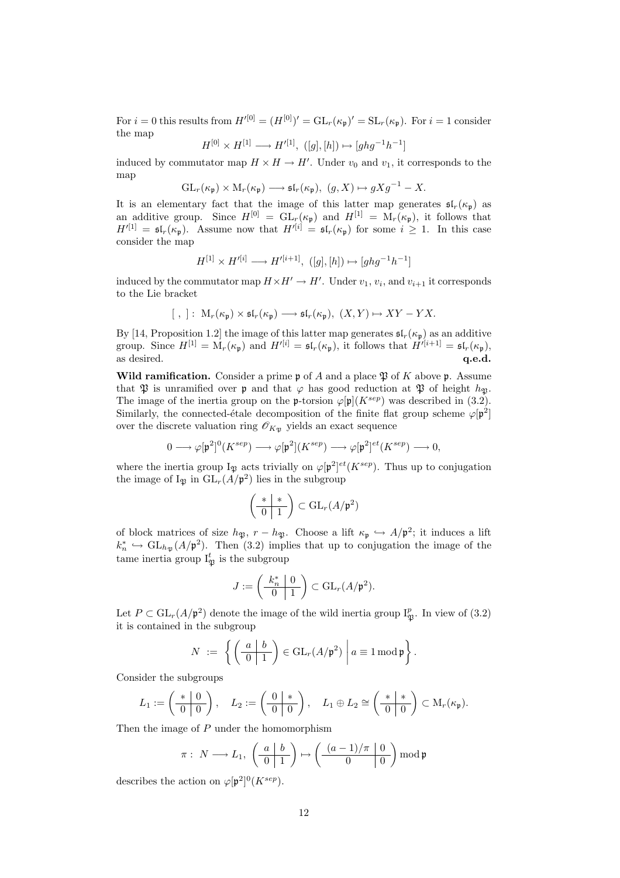For $i = 0$ this results from $H'^{[0]} = (H^{[0]})' = \mathrm{GL}_r(\kappa_\mathfrak{p})' = \mathrm{SL}_r(\kappa_\mathfrak{p})$. For $i = 1$ consider the map

$$H^{[0]} \times H^{[1]} \longrightarrow H'^{[1]},\ ([g],[h]) \mapsto [ghg^{-1}h^{-1}]$$

induced by commutator map $H \times H \to H'$. Under $v_0$ and $v_1$, it corresponds to the map

$$\mathrm{GL}_r(\kappa_\mathfrak{p}) \times \mathrm{M}_r(\kappa_\mathfrak{p}) \longrightarrow \mathfrak{sl}_r(\kappa_\mathfrak{p}),\ (g, X) \mapsto gXg^{-1} - X.$$

It is an elementary fact that the image of this latter map generates $\mathfrak{sl}_r(\kappa_\mathfrak{p})$ as an additive group. Since $H^{[0]} = \mathrm{GL}_r(\kappa_\mathfrak{p})$ and $H^{[1]} = \mathrm{M}_r(\kappa_\mathfrak{p})$, it follows that $H'^{[1]} = \mathfrak{sl}_r(\kappa_\mathfrak{p})$. Assume now that $H'^{[i]} = \mathfrak{sl}_r(\kappa_\mathfrak{p})$ for some $i \geq 1$. In this case consider the map

$$H^{[1]} \times H'^{[i]} \longrightarrow H'^{[i+1]},\ ([g],[h]) \mapsto [ghg^{-1}h^{-1}]$$

induced by the commutator map $H \times H' \to H'$. Under $v_1$, $v_i$, and $v_{i+1}$ it corresponds to the Lie bracket

$$[\ ,\ ] :\ \mathrm{M}_r(\kappa_\mathfrak{p}) \times \mathfrak{sl}_r(\kappa_\mathfrak{p}) \longrightarrow \mathfrak{sl}_r(\kappa_\mathfrak{p}),\ (X, Y) \mapsto XY - YX.$$

By [14, Proposition 1.2] the image of this latter map generates $\mathfrak{sl}_r(\kappa_\mathfrak{p})$ as an additive group. Since $H^{[1]} = \mathrm{M}_r(\kappa_\mathfrak{p})$ and $H'^{[i]} = \mathfrak{sl}_r(\kappa_\mathfrak{p})$, it follows that $H'^{[i+1]} = \mathfrak{sl}_r(\kappa_\mathfrak{p})$, as desired. **q.e.d.**

**Wild ramification.** Consider a prime $\mathfrak{p}$ of $A$ and a place $\mathfrak{P}$ of $K$ above $\mathfrak{p}$. Assume that $\mathfrak{P}$ is unramified over $\mathfrak{p}$ and that $\varphi$ has good reduction at $\mathfrak{P}$ of height $h_\mathfrak{P}$. The image of the inertia group on the $\mathfrak{p}$-torsion $\varphi[\mathfrak{p}](K^{sep})$ was described in (3.2). Similarly, the connected-étale decomposition of the finite flat group scheme $\varphi[\mathfrak{p}^2]$ over the discrete valuation ring $\mathscr{O}_{K_\mathfrak{P}}$ yields an exact sequence

$$0 \longrightarrow \varphi[\mathfrak{p}^2]^0(K^{sep}) \longrightarrow \varphi[\mathfrak{p}^2](K^{sep}) \longrightarrow \varphi[\mathfrak{p}^2]^{et}(K^{sep}) \longrightarrow 0,$$

where the inertia group $\mathrm{I}_\mathfrak{P}$ acts trivially on $\varphi[\mathfrak{p}^2]^{et}(K^{sep})$. Thus up to conjugation the image of $\mathrm{I}_\mathfrak{P}$ in $\mathrm{GL}_r(A/\mathfrak{p}^2)$ lies in the subgroup

$$\left(\begin{array}{c|c} * & * \\ \hline 0 & 1 \end{array}\right) \subset \mathrm{GL}_r(A/\mathfrak{p}^2)$$

of block matrices of size $h_\mathfrak{P}$, $r - h_\mathfrak{P}$. Choose a lift $\kappa_\mathfrak{p} \hookrightarrow A/\mathfrak{p}^2$; it induces a lift $k_n^* \hookrightarrow \mathrm{GL}_{h_\mathfrak{P}}(A/\mathfrak{p}^2)$. Then (3.2) implies that up to conjugation the image of the tame inertia group $\mathrm{I}_\mathfrak{P}^t$ is the subgroup

$$J := \left(\begin{array}{c|c} k_n^* & 0 \\ \hline 0 & 1 \end{array}\right) \subset \mathrm{GL}_r(A/\mathfrak{p}^2).$$

Let $P \subset \mathrm{GL}_r(A/\mathfrak{p}^2)$ denote the image of the wild inertia group $\mathrm{I}_\mathfrak{P}^p$. In view of (3.2) it is contained in the subgroup

$$N \ := \ \left\{ \left(\begin{array}{c|c} a & b \\ \hline 0 & 1 \end{array}\right) \in \mathrm{GL}_r(A/\mathfrak{p}^2) \ \middle|\ a \equiv 1 \bmod \mathfrak{p} \right\}.$$

Consider the subgroups

$$L_1 := \left(\begin{array}{c|c} * & 0 \\ \hline 0 & 0 \end{array}\right), \quad L_2 := \left(\begin{array}{c|c} 0 & * \\ \hline 0 & 0 \end{array}\right), \quad L_1 \oplus L_2 \cong \left(\begin{array}{c|c} * & * \\ \hline 0 & 0 \end{array}\right) \subset \mathrm{M}_r(\kappa_\mathfrak{p}).$$

Then the image of $P$ under the homomorphism

$$\pi :\ N \longrightarrow L_1,\ \left(\begin{array}{c|c} a & b \\ \hline 0 & 1 \end{array}\right) \mapsto \left(\begin{array}{c|c} (a-1)/\pi & 0 \\ \hline 0 & 0 \end{array}\right) \bmod \mathfrak{p}$$

describes the action on $\varphi[\mathfrak{p}^2]^0(K^{sep})$.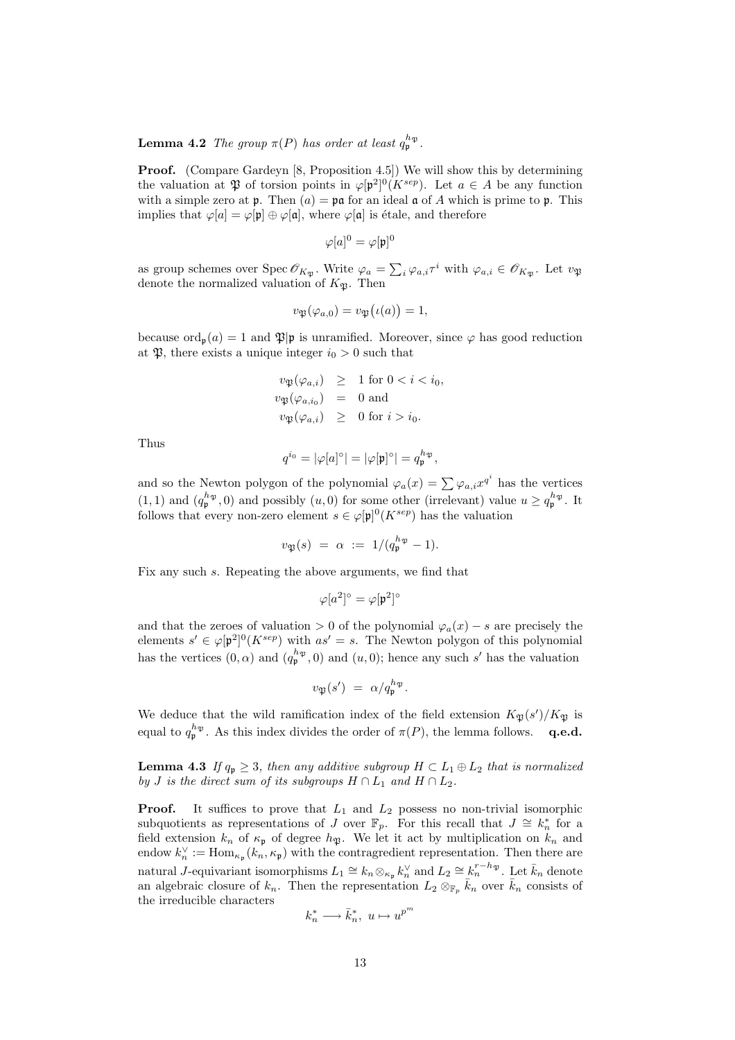**Lemma 4.2** *The group $\pi(P)$ has order at least $q_{\mathfrak{p}}^{h_{\mathfrak{P}}}$.*

**Proof.** (Compare Gardeyn [8, Proposition 4.5]) We will show this by determining the valuation at $\mathfrak{P}$ of torsion points in $\varphi[\mathfrak{p}^2]^0(K^{sep})$. Let $a \in A$ be any function with a simple zero at $\mathfrak{p}$. Then $(a) = \mathfrak{p}\mathfrak{a}$ for an ideal $\mathfrak{a}$ of $A$ which is prime to $\mathfrak{p}$. This implies that $\varphi[a] = \varphi[\mathfrak{p}] \oplus \varphi[\mathfrak{a}]$, where $\varphi[\mathfrak{a}]$ is étale, and therefore

$$\varphi[a]^0 = \varphi[\mathfrak{p}]^0$$

as group schemes over $\operatorname{Spec} \mathscr{O}_{K_{\mathfrak{P}}}$. Write $\varphi_a = \sum_i \varphi_{a,i}\tau^i$ with $\varphi_{a,i} \in \mathscr{O}_{K_{\mathfrak{P}}}$. Let $v_{\mathfrak{P}}$ denote the normalized valuation of $K_{\mathfrak{P}}$. Then

$$v_{\mathfrak{P}}(\varphi_{a,0}) = v_{\mathfrak{P}}\big(\iota(a)\big) = 1,$$

because $\operatorname{ord}_{\mathfrak{p}}(a) = 1$ and $\mathfrak{P}|\mathfrak{p}$ is unramified. Moreover, since $\varphi$ has good reduction at $\mathfrak{P}$, there exists a unique integer $i_0 > 0$ such that

$$\begin{aligned} v_{\mathfrak{P}}(\varphi_{a,i}) &\geq 1 \text{ for } 0 < i < i_0, \\ v_{\mathfrak{P}}(\varphi_{a,i_0}) &= 0 \text{ and} \\ v_{\mathfrak{P}}(\varphi_{a,i}) &\geq 0 \text{ for } i > i_0. \end{aligned}$$

Thus

$$q^{i_0} = |\varphi[a]^\circ| = |\varphi[\mathfrak{p}]^\circ| = q_{\mathfrak{p}}^{h_{\mathfrak{P}}},$$

and so the Newton polygon of the polynomial $\varphi_a(x) = \sum \varphi_{a,i} x^{q^i}$ has the vertices $(1,1)$ and $(q_{\mathfrak{p}}^{h_{\mathfrak{P}}}, 0)$ and possibly $(u, 0)$ for some other (irrelevant) value $u \geq q_{\mathfrak{p}}^{h_{\mathfrak{P}}}$. It follows that every non-zero element $s \in \varphi[\mathfrak{p}]^0(K^{sep})$ has the valuation

$$v_{\mathfrak{P}}(s) \;=\; \alpha \;:=\; 1/(q_{\mathfrak{p}}^{h_{\mathfrak{P}}} - 1).$$

Fix any such $s$. Repeating the above arguments, we find that

$$\varphi[a^2]^\circ = \varphi[\mathfrak{p}^2]^\circ$$

and that the zeroes of valuation $> 0$ of the polynomial $\varphi_a(x) - s$ are precisely the elements $s' \in \varphi[\mathfrak{p}^2]^0(K^{sep})$ with $as' = s$. The Newton polygon of this polynomial has the vertices $(0, \alpha)$ and $(q_{\mathfrak{p}}^{h_{\mathfrak{P}}}, 0)$ and $(u, 0)$; hence any such $s'$ has the valuation

$$v_{\mathfrak{P}}(s') \;=\; \alpha / q_{\mathfrak{p}}^{h_{\mathfrak{P}}}.$$

We deduce that the wild ramification index of the field extension $K_{\mathfrak{P}}(s')/K_{\mathfrak{P}}$ is equal to $q_{\mathfrak{p}}^{h_{\mathfrak{P}}}$. As this index divides the order of $\pi(P)$, the lemma follows. **q.e.d.**

**Lemma 4.3** *If $q_{\mathfrak{p}} \geq 3$, then any additive subgroup $H \subset L_1 \oplus L_2$ that is normalized by $J$ is the direct sum of its subgroups $H \cap L_1$ and $H \cap L_2$.*

**Proof.** It suffices to prove that $L_1$ and $L_2$ possess no non-trivial isomorphic subquotients as representations of $J$ over $\mathbb{F}_p$. For this recall that $J \cong k_n^*$ for a field extension $k_n$ of $\kappa_{\mathfrak{p}}$ of degree $h_{\mathfrak{P}}$. We let it act by multiplication on $k_n$ and endow $k_n^\vee := \operatorname{Hom}_{\kappa_{\mathfrak{p}}}(k_n, \kappa_{\mathfrak{p}})$ with the contragredient representation. Then there are natural $J$-equivariant isomorphisms $L_1 \cong k_n \otimes_{\kappa_{\mathfrak{p}}} k_n^\vee$ and $L_2 \cong k_n^{r - h_{\mathfrak{P}}}$. Let $\bar{k}_n$ denote an algebraic closure of $k_n$. Then the representation $L_2 \otimes_{\mathbb{F}_p} \bar{k}_n$ over $\bar{k}_n$ consists of the irreducible characters

$$k_n^* \longrightarrow \bar{k}_n^*, \; u \mapsto u^{p^m}$$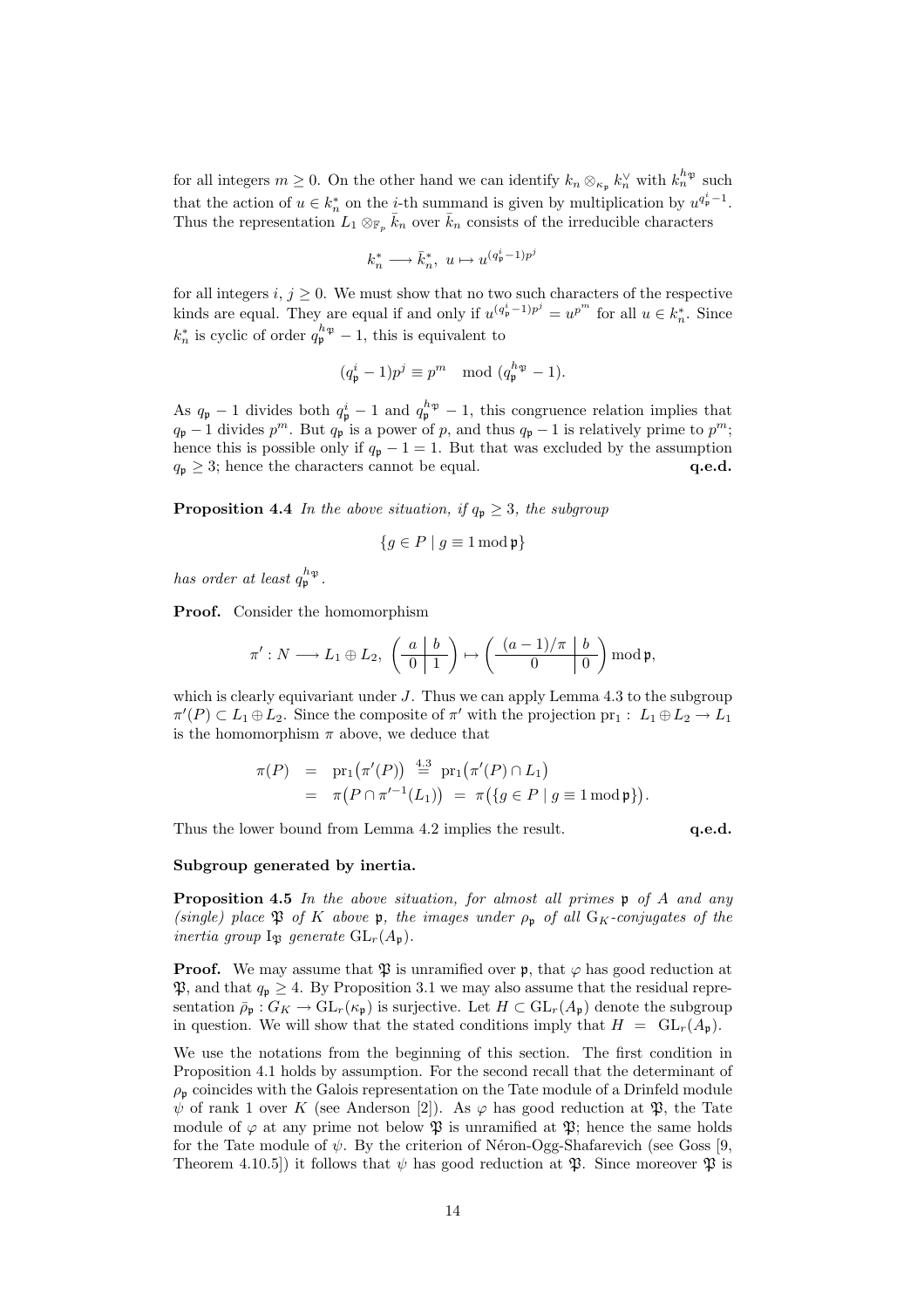for all integers $m \geq 0$. On the other hand we can identify $k_n \otimes_{\kappa_\mathfrak{p}} k_n^\vee$ with $k_n^{h_\mathfrak{P}}$ such that the action of $u \in k_n^*$ on the $i$-th summand is given by multiplication by $u^{q_\mathfrak{p}^i - 1}$. Thus the representation $L_1 \otimes_{\mathbb{F}_p} \bar{k}_n$ over $\bar{k}_n$ consists of the irreducible characters

$$k_n^* \longrightarrow \bar{k}_n^*, \ u \mapsto u^{(q_\mathfrak{p}^i - 1)p^j}$$

for all integers $i, j \geq 0$. We must show that no two such characters of the respective kinds are equal. They are equal if and only if $u^{(q_\mathfrak{p}^i - 1)p^j} = u^{p^m}$ for all $u \in k_n^*$. Since $k_n^*$ is cyclic of order $q_\mathfrak{p}^{h_\mathfrak{P}} - 1$, this is equivalent to

$$(q_\mathfrak{p}^i - 1)p^j \equiv p^m \mod (q_\mathfrak{p}^{h_\mathfrak{P}} - 1).$$

As $q_\mathfrak{p} - 1$ divides both $q_\mathfrak{p}^i - 1$ and $q_\mathfrak{p}^{h_\mathfrak{P}} - 1$, this congruence relation implies that $q_\mathfrak{p} - 1$ divides $p^m$. But $q_\mathfrak{p}$ is a power of $p$, and thus $q_\mathfrak{p} - 1$ is relatively prime to $p^m$; hence this is possible only if $q_\mathfrak{p} - 1 = 1$. But that was excluded by the assumption $q_\mathfrak{p} \geq 3$; hence the characters cannot be equal. **q.e.d.**

**Proposition 4.4** *In the above situation, if $q_\mathfrak{p} \geq 3$, the subgroup*

$$\{g \in P \mid g \equiv 1 \bmod \mathfrak{p}\}$$

*has order at least $q_\mathfrak{p}^{h_\mathfrak{P}}$.*

**Proof.** Consider the homomorphism

$$\pi' : N \longrightarrow L_1 \oplus L_2, \ \left(\begin{array}{c|c} a & b \\ \hline 0 & 1 \end{array}\right) \mapsto \left(\begin{array}{c|c} (a-1)/\pi & b \\ \hline 0 & 0 \end{array}\right) \bmod \mathfrak{p},$$

which is clearly equivariant under $J$. Thus we can apply Lemma 4.3 to the subgroup $\pi'(P) \subset L_1 \oplus L_2$. Since the composite of $\pi'$ with the projection $\mathrm{pr}_1 : L_1 \oplus L_2 \to L_1$ is the homomorphism $\pi$ above, we deduce that

$$\begin{aligned}
\pi(P) &= \mathrm{pr}_1\big(\pi'(P)\big) \overset{4.3}{=} \mathrm{pr}_1\big(\pi'(P) \cap L_1\big) \\
&= \pi\big(P \cap \pi'^{-1}(L_1)\big) = \pi\big(\{g \in P \mid g \equiv 1 \bmod \mathfrak{p}\}\big).
\end{aligned}$$

Thus the lower bound from Lemma 4.2 implies the result. **q.e.d.**

**Subgroup generated by inertia.**

**Proposition 4.5** *In the above situation, for almost all primes $\mathfrak{p}$ of $A$ and any (single) place $\mathfrak{P}$ of $K$ above $\mathfrak{p}$, the images under $\rho_\mathfrak{p}$ of all $\mathrm{G}_K$-conjugates of the inertia group $\mathrm{I}_\mathfrak{P}$ generate $\mathrm{GL}_r(A_\mathfrak{p})$.*

**Proof.** We may assume that $\mathfrak{P}$ is unramified over $\mathfrak{p}$, that $\varphi$ has good reduction at $\mathfrak{P}$, and that $q_\mathfrak{p} \geq 4$. By Proposition 3.1 we may also assume that the residual representation $\bar{\rho}_\mathfrak{p} : G_K \to \mathrm{GL}_r(\kappa_\mathfrak{p})$ is surjective. Let $H \subset \mathrm{GL}_r(A_\mathfrak{p})$ denote the subgroup in question. We will show that the stated conditions imply that $H = \mathrm{GL}_r(A_\mathfrak{p})$.

We use the notations from the beginning of this section. The first condition in Proposition 4.1 holds by assumption. For the second recall that the determinant of $\rho_\mathfrak{p}$ coincides with the Galois representation on the Tate module of a Drinfeld module $\psi$ of rank 1 over $K$ (see Anderson [2]). As $\varphi$ has good reduction at $\mathfrak{P}$, the Tate module of $\varphi$ at any prime not below $\mathfrak{P}$ is unramified at $\mathfrak{P}$; hence the same holds for the Tate module of $\psi$. By the criterion of Néron-Ogg-Shafarevich (see Goss [9, Theorem 4.10.5]) it follows that $\psi$ has good reduction at $\mathfrak{P}$. Since moreover $\mathfrak{P}$ is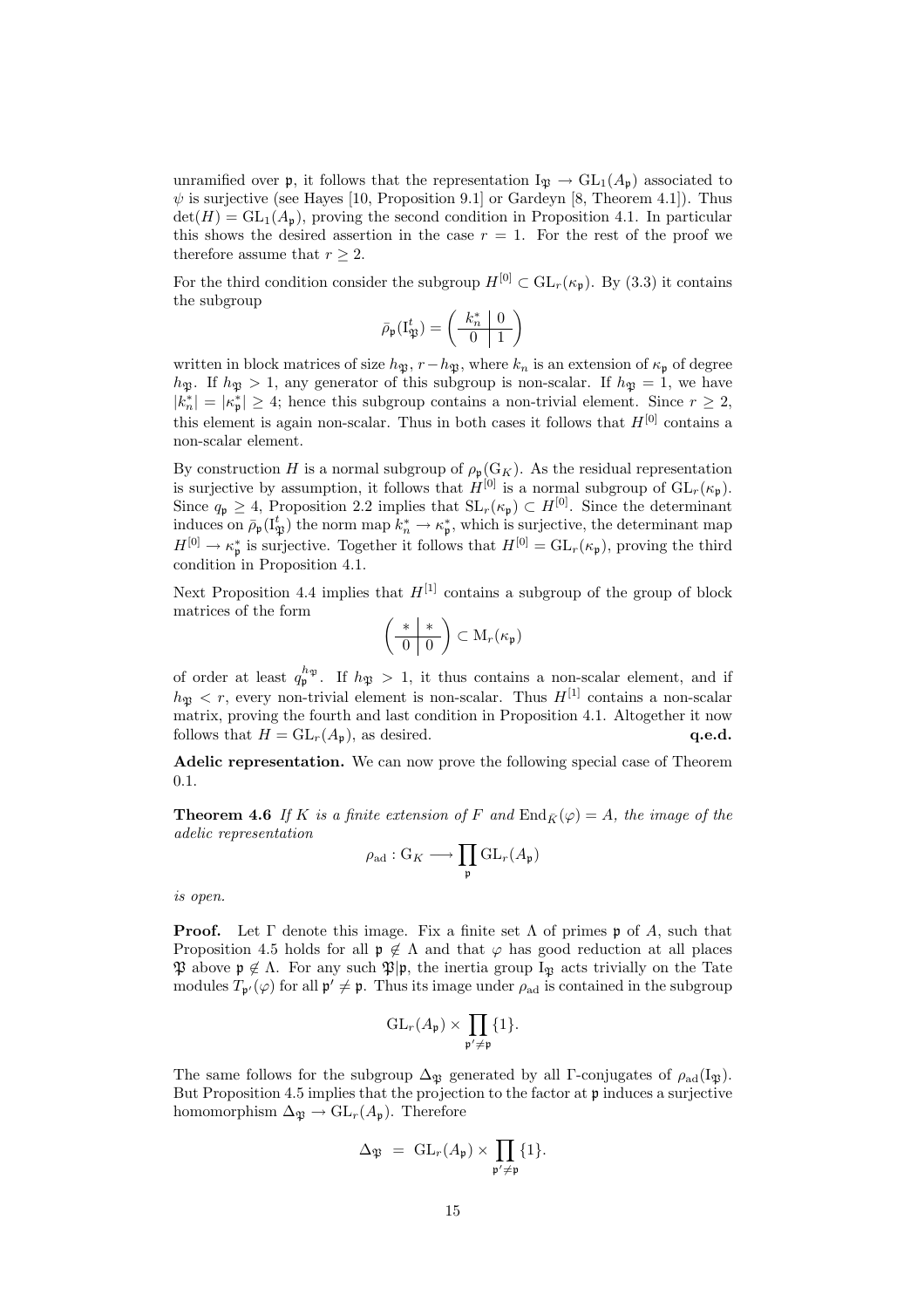unramified over $\mathfrak{p}$, it follows that the representation $I_{\mathfrak{P}} \to GL_1(A_{\mathfrak{p}})$ associated to $\psi$ is surjective (see Hayes [10, Proposition 9.1] or Gardeyn [8, Theorem 4.1]). Thus $\det(H) = GL_1(A_{\mathfrak{p}})$, proving the second condition in Proposition 4.1. In particular this shows the desired assertion in the case $r = 1$. For the rest of the proof we therefore assume that $r \geq 2$.

For the third condition consider the subgroup $H^{[0]} \subset GL_r(\kappa_{\mathfrak{p}})$. By (3.3) it contains the subgroup

$$\bar{\rho}_{\mathfrak{p}}(I_{\mathfrak{P}}^t) = \left(\begin{array}{c|c} k_n^* & 0 \\ \hline 0 & 1 \end{array}\right)$$

written in block matrices of size $h_{\mathfrak{P}}, r - h_{\mathfrak{P}}$, where $k_n$ is an extension of $\kappa_{\mathfrak{p}}$ of degree $h_{\mathfrak{P}}$. If $h_{\mathfrak{P}} > 1$, any generator of this subgroup is non-scalar. If $h_{\mathfrak{P}} = 1$, we have $|k_n^*| = |\kappa_{\mathfrak{p}}^*| \geq 4$; hence this subgroup contains a non-trivial element. Since $r \geq 2$, this element is again non-scalar. Thus in both cases it follows that $H^{[0]}$ contains a non-scalar element.

By construction $H$ is a normal subgroup of $\rho_{\mathfrak{p}}(G_K)$. As the residual representation is surjective by assumption, it follows that $H^{[0]}$ is a normal subgroup of $GL_r(\kappa_{\mathfrak{p}})$. Since $q_{\mathfrak{p}} \geq 4$, Proposition 2.2 implies that $SL_r(\kappa_{\mathfrak{p}}) \subset H^{[0]}$. Since the determinant induces on $\bar{\rho}_{\mathfrak{p}}(I_{\mathfrak{P}}^t)$ the norm map $k_n^* \to \kappa_{\mathfrak{p}}^*$, which is surjective, the determinant map $H^{[0]} \to \kappa_{\mathfrak{p}}^*$ is surjective. Together it follows that $H^{[0]} = GL_r(\kappa_{\mathfrak{p}})$, proving the third condition in Proposition 4.1.

Next Proposition 4.4 implies that $H^{[1]}$ contains a subgroup of the group of block matrices of the form

$$\left(\begin{array}{c|c} * & * \\ \hline 0 & 0 \end{array}\right) \subset M_r(\kappa_{\mathfrak{p}})$$

of order at least $q_{\mathfrak{p}}^{h_{\mathfrak{P}}}$. If $h_{\mathfrak{P}} > 1$, it thus contains a non-scalar element, and if $h_{\mathfrak{P}} < r$, every non-trivial element is non-scalar. Thus $H^{[1]}$ contains a non-scalar matrix, proving the fourth and last condition in Proposition 4.1. Altogether it now follows that $H = GL_r(A_{\mathfrak{p}})$, as desired. **q.e.d.**

**Adelic representation.** We can now prove the following special case of Theorem 0.1.

**Theorem 4.6** *If $K$ is a finite extension of $F$ and $\mathrm{End}_{\bar{K}}(\varphi) = A$, the image of the adelic representation*

$$\rho_{\mathrm{ad}} : G_K \longrightarrow \prod_{\mathfrak{p}} GL_r(A_{\mathfrak{p}})$$

*is open.*

**Proof.** Let $\Gamma$ denote this image. Fix a finite set $\Lambda$ of primes $\mathfrak{p}$ of $A$, such that Proposition 4.5 holds for all $\mathfrak{p} \notin \Lambda$ and that $\varphi$ has good reduction at all places $\mathfrak{P}$ above $\mathfrak{p} \notin \Lambda$. For any such $\mathfrak{P}|\mathfrak{p}$, the inertia group $I_{\mathfrak{P}}$ acts trivially on the Tate modules $T_{\mathfrak{p}'}(\varphi)$ for all $\mathfrak{p}' \neq \mathfrak{p}$. Thus its image under $\rho_{\mathrm{ad}}$ is contained in the subgroup

$$GL_r(A_{\mathfrak{p}}) \times \prod_{\mathfrak{p}' \neq \mathfrak{p}} \{1\}.$$

The same follows for the subgroup $\Delta_{\mathfrak{P}}$ generated by all $\Gamma$-conjugates of $\rho_{\mathrm{ad}}(I_{\mathfrak{P}})$. But Proposition 4.5 implies that the projection to the factor at $\mathfrak{p}$ induces a surjective homomorphism $\Delta_{\mathfrak{P}} \to GL_r(A_{\mathfrak{p}})$. Therefore

$$\Delta_{\mathfrak{P}} \;=\; GL_r(A_{\mathfrak{p}}) \times \prod_{\mathfrak{p}' \neq \mathfrak{p}} \{1\}.$$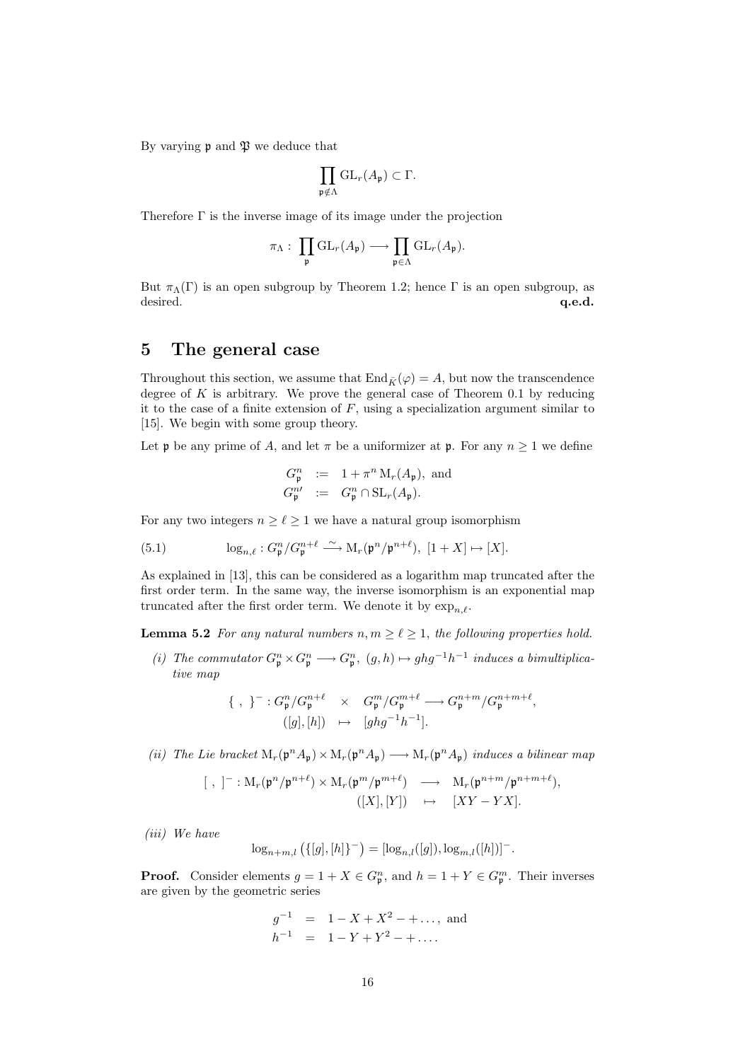By varying $\mathfrak{p}$ and $\mathfrak{P}$ we deduce that

$$\prod_{\mathfrak{p}\notin\Lambda} \mathrm{GL}_r(A_\mathfrak{p}) \subset \Gamma.$$

Therefore $\Gamma$ is the inverse image of its image under the projection

$$\pi_\Lambda : \prod_{\mathfrak{p}} \mathrm{GL}_r(A_\mathfrak{p}) \longrightarrow \prod_{\mathfrak{p}\in\Lambda} \mathrm{GL}_r(A_\mathfrak{p}).$$

But $\pi_\Lambda(\Gamma)$ is an open subgroup by Theorem 1.2; hence $\Gamma$ is an open subgroup, as desired. **q.e.d.**

## 5 The general case

Throughout this section, we assume that $\mathrm{End}_{\bar{K}}(\varphi) = A$, but now the transcendence degree of $K$ is arbitrary. We prove the general case of Theorem 0.1 by reducing it to the case of a finite extension of $F$, using a specialization argument similar to [15]. We begin with some group theory.

Let $\mathfrak{p}$ be any prime of $A$, and let $\pi$ be a uniformizer at $\mathfrak{p}$. For any $n \geq 1$ we define

$$\begin{aligned} G^n_\mathfrak{p} &:= 1 + \pi^n \,\mathrm{M}_r(A_\mathfrak{p}), \text{ and} \\ G^{n\prime}_\mathfrak{p} &:= G^n_\mathfrak{p} \cap \mathrm{SL}_r(A_\mathfrak{p}). \end{aligned}$$

For any two integers $n \geq \ell \geq 1$ we have a natural group isomorphism

$$\log_{n,\ell} : G^n_\mathfrak{p}/G^{n+\ell}_\mathfrak{p} \xrightarrow{\sim} \mathrm{M}_r(\mathfrak{p}^n/\mathfrak{p}^{n+\ell}),\ [1+X] \mapsto [X]. \tag{5.1}$$

As explained in [13], this can be considered as a logarithm map truncated after the first order term. In the same way, the inverse isomorphism is an exponential map truncated after the first order term. We denote it by $\exp_{n,\ell}$.

**Lemma 5.2** *For any natural numbers $n, m \geq \ell \geq 1$, the following properties hold.*

*(i) The commutator $G^n_\mathfrak{p} \times G^n_\mathfrak{p} \longrightarrow G^n_\mathfrak{p}$, $(g,h) \mapsto ghg^{-1}h^{-1}$ induces a bimultiplicative map*

$$\begin{aligned} \{\ ,\ \}^- : G^n_\mathfrak{p}/G^{n+\ell}_\mathfrak{p} \quad\times\quad G^m_\mathfrak{p}/G^{m+\ell}_\mathfrak{p} &\longrightarrow G^{n+m}_\mathfrak{p}/G^{n+m+\ell}_\mathfrak{p}, \\ ([g],[h]) &\mapsto [ghg^{-1}h^{-1}]. \end{aligned}$$

*(ii) The Lie bracket $\mathrm{M}_r(\mathfrak{p}^n A_\mathfrak{p}) \times \mathrm{M}_r(\mathfrak{p}^n A_\mathfrak{p}) \longrightarrow \mathrm{M}_r(\mathfrak{p}^n A_\mathfrak{p})$ induces a bilinear map*

$$\begin{aligned} [\ ,\ ]^- : \mathrm{M}_r(\mathfrak{p}^n/\mathfrak{p}^{n+\ell}) \times \mathrm{M}_r(\mathfrak{p}^m/\mathfrak{p}^{m+\ell}) &\longrightarrow \mathrm{M}_r(\mathfrak{p}^{n+m}/\mathfrak{p}^{n+m+\ell}), \\ ([X],[Y]) &\mapsto [XY-YX]. \end{aligned}$$

*(iii) We have*

$$\log_{n+m,l}\left(\{[g],[h]\}^-\right) = [\log_{n,l}([g]), \log_{m,l}([h])]^-.$$

**Proof.** Consider elements $g = 1+X \in G^n_\mathfrak{p}$, and $h = 1+Y \in G^m_\mathfrak{p}$. Their inverses are given by the geometric series

$$\begin{aligned} g^{-1} &= 1 - X + X^2 - + \ldots, \text{ and} \\ h^{-1} &= 1 - Y + Y^2 - + \ldots. \end{aligned}$$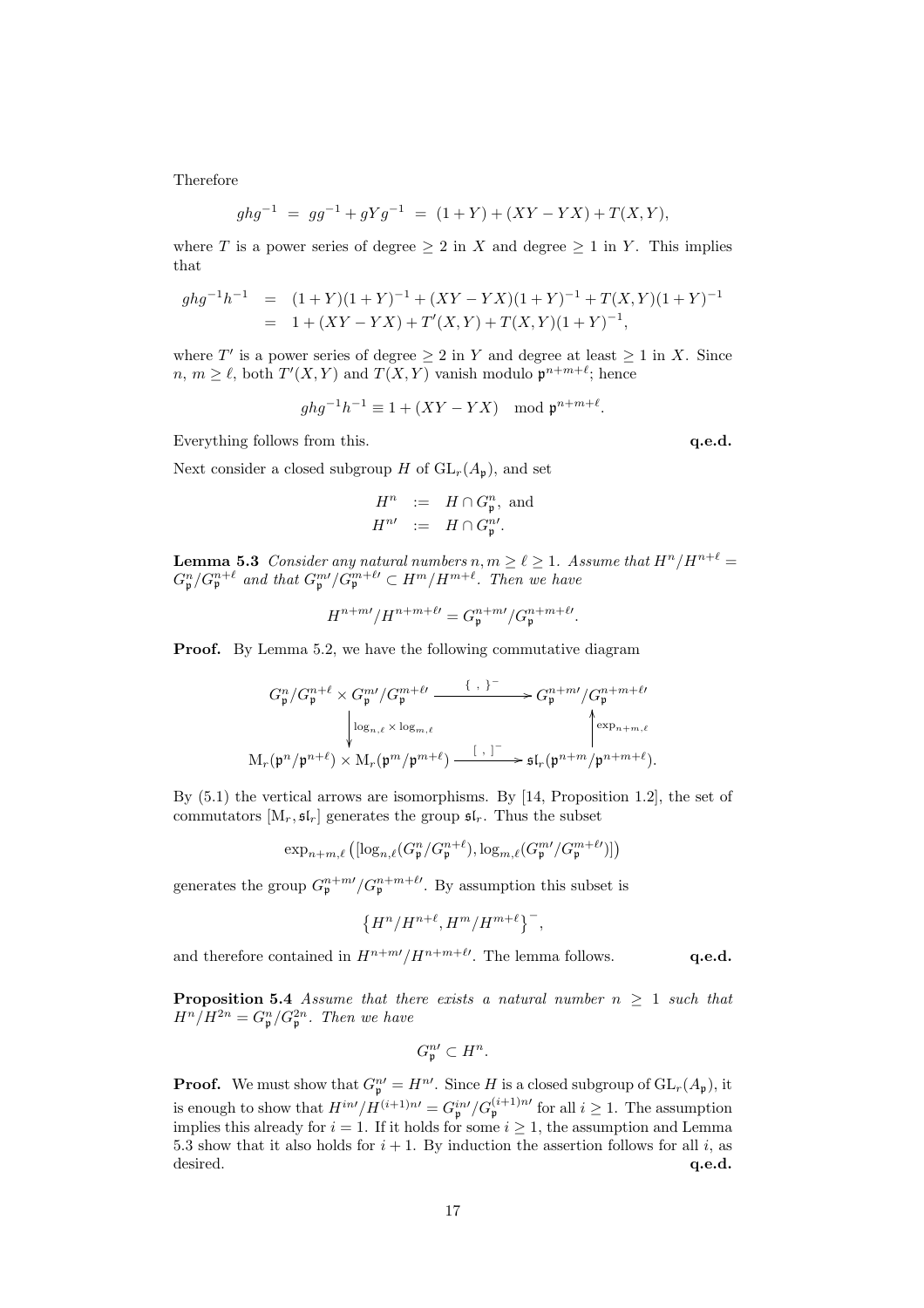Therefore

$$ghg^{-1} \;=\; gg^{-1} + gYg^{-1} \;=\; (1+Y) + (XY - YX) + T(X,Y),$$

where $T$ is a power series of degree $\geq 2$ in $X$ and degree $\geq 1$ in $Y$. This implies that

$$\begin{aligned} ghg^{-1}h^{-1} &= (1+Y)(1+Y)^{-1} + (XY-YX)(1+Y)^{-1} + T(X,Y)(1+Y)^{-1} \\ &= 1 + (XY - YX) + T'(X,Y) + T(X,Y)(1+Y)^{-1}, \end{aligned}$$

where $T'$ is a power series of degree $\geq 2$ in $Y$ and degree at least $\geq 1$ in $X$. Since $n,\, m \geq \ell$, both $T'(X,Y)$ and $T(X,Y)$ vanish modulo $\mathfrak{p}^{n+m+\ell}$; hence

$$ghg^{-1}h^{-1} \equiv 1 + (XY - YX) \mod \mathfrak{p}^{n+m+\ell}.$$

Everything follows from this. **q.e.d.**

Next consider a closed subgroup $H$ of $\mathrm{GL}_r(A_\mathfrak{p})$, and set

$$\begin{aligned} H^n &:= H \cap G_\mathfrak{p}^n, \text{ and} \\ H^{n\prime} &:= H \cap G_\mathfrak{p}^{n\prime}. \end{aligned}$$

**Lemma 5.3** *Consider any natural numbers $n, m \geq \ell \geq 1$. Assume that $H^n/H^{n+\ell} = G_\mathfrak{p}^n/G_\mathfrak{p}^{n+\ell}$ and that $G_\mathfrak{p}^{m\prime}/G_\mathfrak{p}^{m+\ell\prime} \subset H^m/H^{m+\ell}$. Then we have*

$$H^{n+m\prime}/H^{n+m+\ell\prime} = G_\mathfrak{p}^{n+m\prime}/G_\mathfrak{p}^{n+m+\ell\prime}.$$

**Proof.** By Lemma 5.2, we have the following commutative diagram

$$\begin{array}{ccc} G_\mathfrak{p}^n/G_\mathfrak{p}^{n+\ell} \times G_\mathfrak{p}^{m\prime}/G_\mathfrak{p}^{m+\ell\prime} & \xrightarrow{\{\ ,\ \}^-} & G_\mathfrak{p}^{n+m\prime}/G_\mathfrak{p}^{n+m+\ell\prime} \\ \Big\downarrow {\scriptstyle \log_{n,\ell} \times \log_{m,\ell}} & & \Big\uparrow {\scriptstyle \exp_{n+m,\ell}} \\ \mathrm{M}_r(\mathfrak{p}^n/\mathfrak{p}^{n+\ell}) \times \mathrm{M}_r(\mathfrak{p}^m/\mathfrak{p}^{m+\ell}) & \xrightarrow{[\ ,\ ]^-} & \mathfrak{sl}_r(\mathfrak{p}^{n+m}/\mathfrak{p}^{n+m+\ell}). \end{array}$$

By (5.1) the vertical arrows are isomorphisms. By [14, Proposition 1.2], the set of commutators $[\mathrm{M}_r, \mathfrak{sl}_r]$ generates the group $\mathfrak{sl}_r$. Thus the subset

$$\exp_{n+m,\ell}\big([\log_{n,\ell}(G_\mathfrak{p}^n/G_\mathfrak{p}^{n+\ell}), \log_{m,\ell}(G_\mathfrak{p}^{m\prime}/G_\mathfrak{p}^{m+\ell\prime})]\big)$$

generates the group $G_\mathfrak{p}^{n+m\prime}/G_\mathfrak{p}^{n+m+\ell\prime}$. By assumption this subset is

$$\big\{H^n/H^{n+\ell}, H^m/H^{m+\ell}\big\}^-,$$

and therefore contained in $H^{n+m\prime}/H^{n+m+\ell\prime}$. The lemma follows. **q.e.d.**

**Proposition 5.4** *Assume that there exists a natural number $n \geq 1$ such that $H^n/H^{2n} = G_\mathfrak{p}^n/G_\mathfrak{p}^{2n}$. Then we have*

$$G_\mathfrak{p}^{n\prime} \subset H^n.$$

**Proof.** We must show that $G_\mathfrak{p}^{n\prime} = H^{n\prime}$. Since $H$ is a closed subgroup of $\mathrm{GL}_r(A_\mathfrak{p})$, it is enough to show that $H^{in\prime}/H^{(i+1)n\prime} = G_\mathfrak{p}^{in\prime}/G_\mathfrak{p}^{(i+1)n\prime}$ for all $i \geq 1$. The assumption implies this already for $i = 1$. If it holds for some $i \geq 1$, the assumption and Lemma 5.3 show that it also holds for $i+1$. By induction the assertion follows for all $i$, as desired. **q.e.d.**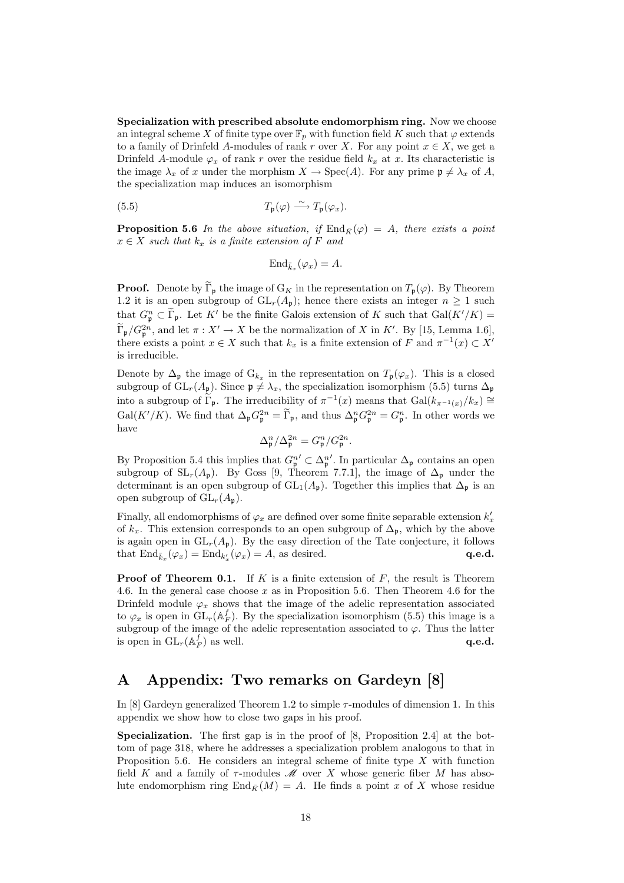**Specialization with prescribed absolute endomorphism ring.** Now we choose an integral scheme $X$ of finite type over $\mathbb{F}_p$ with function field $K$ such that $\varphi$ extends to a family of Drinfeld $A$-modules of rank $r$ over $X$. For any point $x \in X$, we get a Drinfeld $A$-module $\varphi_x$ of rank $r$ over the residue field $k_x$ at $x$. Its characteristic is the image $\lambda_x$ of $x$ under the morphism $X \to \operatorname{Spec}(A)$. For any prime $\mathfrak{p} \neq \lambda_x$ of $A$, the specialization map induces an isomorphism

$$T_{\mathfrak{p}}(\varphi) \xrightarrow{\sim} T_{\mathfrak{p}}(\varphi_x). \tag{5.5}$$

**Proposition 5.6** *In the above situation, if $\operatorname{End}_{\bar{K}}(\varphi) = A$, there exists a point $x \in X$ such that $k_x$ is a finite extension of $F$ and*

$$\operatorname{End}_{\bar{k}_x}(\varphi_x) = A.$$

**Proof.** Denote by $\widetilde{\Gamma}_{\mathfrak{p}}$ the image of $\mathrm{G}_K$ in the representation on $T_{\mathfrak{p}}(\varphi)$. By Theorem 1.2 it is an open subgroup of $\mathrm{GL}_r(A_{\mathfrak{p}})$; hence there exists an integer $n \geq 1$ such that $G^n_{\mathfrak{p}} \subset \widetilde{\Gamma}_{\mathfrak{p}}$. Let $K'$ be the finite Galois extension of $K$ such that $\mathrm{Gal}(K'/K) = \widetilde{\Gamma}_{\mathfrak{p}}/G^{2n}_{\mathfrak{p}}$, and let $\pi : X' \to X$ be the normalization of $X$ in $K'$. By [15, Lemma 1.6], there exists a point $x \in X$ such that $k_x$ is a finite extension of $F$ and $\pi^{-1}(x) \subset X'$ is irreducible.

Denote by $\Delta_{\mathfrak{p}}$ the image of $\mathrm{G}_{k_x}$ in the representation on $T_{\mathfrak{p}}(\varphi_x)$. This is a closed subgroup of $\mathrm{GL}_r(A_{\mathfrak{p}})$. Since $\mathfrak{p} \neq \lambda_x$, the specialization isomorphism (5.5) turns $\Delta_{\mathfrak{p}}$ into a subgroup of $\widetilde{\Gamma}_{\mathfrak{p}}$. The irreducibility of $\pi^{-1}(x)$ means that $\mathrm{Gal}(k_{\pi^{-1}(x)}/k_x) \cong \mathrm{Gal}(K'/K)$. We find that $\Delta_{\mathfrak{p}} G^{2n}_{\mathfrak{p}} = \widetilde{\Gamma}_{\mathfrak{p}}$, and thus $\Delta^n_{\mathfrak{p}} G^{2n}_{\mathfrak{p}} = G^n_{\mathfrak{p}}$. In other words we have

$$\Delta^n_{\mathfrak{p}}/\Delta^{2n}_{\mathfrak{p}} = G^n_{\mathfrak{p}}/G^{2n}_{\mathfrak{p}}.$$

By Proposition 5.4 this implies that $G^{n\prime}_{\mathfrak{p}} \subset \Delta^{n\prime}_{\mathfrak{p}}$. In particular $\Delta_{\mathfrak{p}}$ contains an open subgroup of $\mathrm{SL}_r(A_{\mathfrak{p}})$. By Goss [9, Theorem 7.7.1], the image of $\Delta_{\mathfrak{p}}$ under the determinant is an open subgroup of $\mathrm{GL}_1(A_{\mathfrak{p}})$. Together this implies that $\Delta_{\mathfrak{p}}$ is an open subgroup of $\mathrm{GL}_r(A_{\mathfrak{p}})$.

Finally, all endomorphisms of $\varphi_x$ are defined over some finite separable extension $k'_x$ of $k_x$. This extension corresponds to an open subgroup of $\Delta_{\mathfrak{p}}$, which by the above is again open in $\mathrm{GL}_r(A_{\mathfrak{p}})$. By the easy direction of the Tate conjecture, it follows that $\operatorname{End}_{\bar{k}_x}(\varphi_x) = \operatorname{End}_{k'_x}(\varphi_x) = A$, as desired. **q.e.d.**

**Proof of Theorem 0.1.** If $K$ is a finite extension of $F$, the result is Theorem 4.6. In the general case choose $x$ as in Proposition 5.6. Then Theorem 4.6 for the Drinfeld module $\varphi_x$ shows that the image of the adelic representation associated to $\varphi_x$ is open in $\mathrm{GL}_r(\mathbb{A}^f_F)$. By the specialization isomorphism (5.5) this image is a subgroup of the image of the adelic representation associated to $\varphi$. Thus the latter is open in $\mathrm{GL}_r(\mathbb{A}^f_F)$ as well. **q.e.d.**

# A Appendix: Two remarks on Gardeyn [8]

In [8] Gardeyn generalized Theorem 1.2 to simple $\tau$-modules of dimension 1. In this appendix we show how to close two gaps in his proof.

**Specialization.** The first gap is in the proof of [8, Proposition 2.4] at the bottom of page 318, where he addresses a specialization problem analogous to that in Proposition 5.6. He considers an integral scheme of finite type $X$ with function field $K$ and a family of $\tau$-modules $\mathscr{M}$ over $X$ whose generic fiber $M$ has absolute endomorphism ring $\operatorname{End}_{\bar{K}}(M) = A$. He finds a point $x$ of $X$ whose residue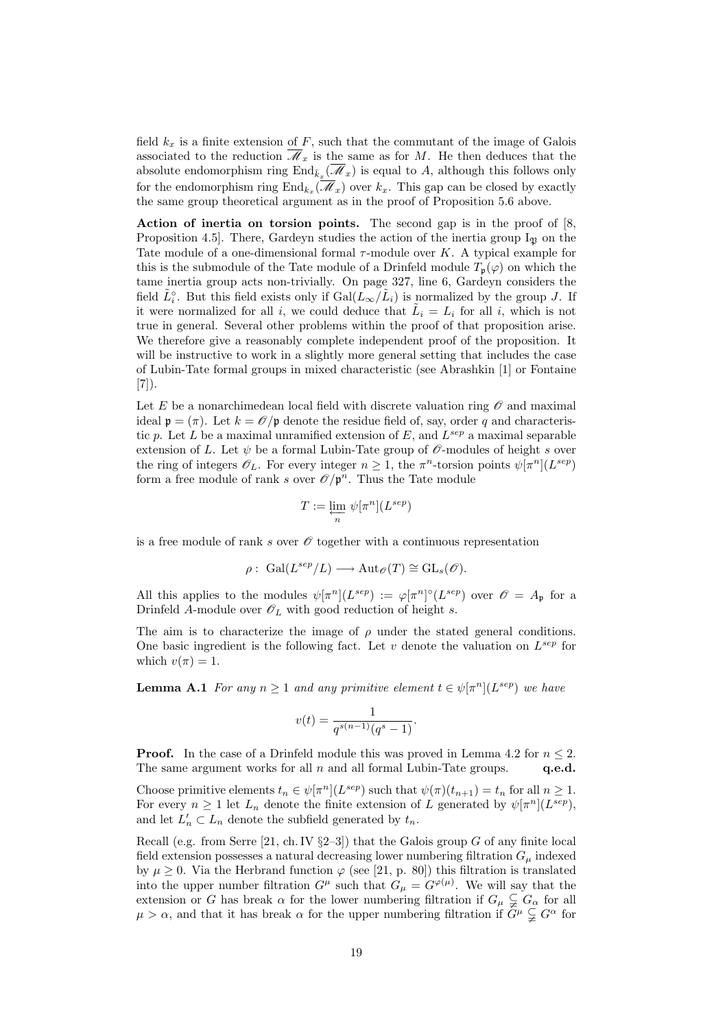field $k_x$ is a finite extension of $F$, such that the commutant of the image of Galois associated to the reduction $\overline{\mathscr{M}}_x$ is the same as for $M$. He then deduces that the absolute endomorphism ring $\mathrm{End}_{\bar{k}_x}(\overline{\mathscr{M}}_x)$ is equal to $A$, although this follows only for the endomorphism ring $\mathrm{End}_{k_x}(\overline{\mathscr{M}}_x)$ over $k_x$. This gap can be closed by exactly the same group theoretical argument as in the proof of Proposition 5.6 above.

**Action of inertia on torsion points.** The second gap is in the proof of [8, Proposition 4.5]. There, Gardeyn studies the action of the inertia group $\mathrm{I}_{\mathfrak{P}}$ on the Tate module of a one-dimensional formal $\tau$-module over $K$. A typical example for this is the submodule of the Tate module of a Drinfeld module $T_{\mathfrak{p}}(\varphi)$ on which the tame inertia group acts non-trivially. On page 327, line 6, Gardeyn considers the field $\tilde{L}_i^\circ$. But this field exists only if $\mathrm{Gal}(L_\infty/\tilde{L}_i)$ is normalized by the group $J$. If it were normalized for all $i$, we could deduce that $\tilde{L}_i = L_i$ for all $i$, which is not true in general. Several other problems within the proof of that proposition arise. We therefore give a reasonably complete independent proof of the proposition. It will be instructive to work in a slightly more general setting that includes the case of Lubin-Tate formal groups in mixed characteristic (see Abrashkin [1] or Fontaine [7]).

Let $E$ be a nonarchimedean local field with discrete valuation ring $\mathscr{O}$ and maximal ideal $\mathfrak{p} = (\pi)$. Let $k = \mathscr{O}/\mathfrak{p}$ denote the residue field of, say, order $q$ and characteristic $p$. Let $L$ be a maximal unramified extension of $E$, and $L^{sep}$ a maximal separable extension of $L$. Let $\psi$ be a formal Lubin-Tate group of $\mathscr{O}$-modules of height $s$ over the ring of integers $\mathscr{O}_L$. For every integer $n \geq 1$, the $\pi^n$-torsion points $\psi[\pi^n](L^{sep})$ form a free module of rank $s$ over $\mathscr{O}/\mathfrak{p}^n$. Thus the Tate module

$$T := \varprojlim_n \psi[\pi^n](L^{sep})$$

is a free module of rank $s$ over $\mathscr{O}$ together with a continuous representation

$$\rho:\ \mathrm{Gal}(L^{sep}/L) \longrightarrow \mathrm{Aut}_{\mathscr{O}}(T) \cong \mathrm{GL}_s(\mathscr{O}).$$

All this applies to the modules $\psi[\pi^n](L^{sep}) := \varphi[\pi^n]^\circ(L^{sep})$ over $\mathscr{O} = A_{\mathfrak{p}}$ for a Drinfeld $A$-module over $\mathscr{O}_L$ with good reduction of height $s$.

The aim is to characterize the image of $\rho$ under the stated general conditions. One basic ingredient is the following fact. Let $v$ denote the valuation on $L^{sep}$ for which $v(\pi) = 1$.

**Lemma A.1** *For $n \geq 1$ and any primitive element $t \in \psi[\pi^n](L^{sep})$ we have*

$$v(t) = \frac{1}{q^{s(n-1)}(q^s - 1)}.$$

**Proof.** In the case of a Drinfeld module this was proved in Lemma 4.2 for $n \leq 2$. The same argument works for all $n$ and all formal Lubin-Tate groups. **q.e.d.**

Choose primitive elements $t_n \in \psi[\pi^n](L^{sep})$ such that $\psi(\pi)(t_{n+1}) = t_n$ for all $n \geq 1$. For every $n \geq 1$ let $L_n$ denote the finite extension of $L$ generated by $\psi[\pi^n](L^{sep})$, and let $L'_n \subset L_n$ denote the subfield generated by $t_n$.

Recall (e.g. from Serre [21, ch. IV §2–3]) that the Galois group $G$ of any finite local field extension possesses a natural decreasing lower numbering filtration $G_\mu$ indexed by $\mu \geq 0$. Via the Herbrand function $\varphi$ (see [21, p. 80]) this filtration is translated into the upper number filtration $G^\mu$ such that $G_\mu = G^{\varphi(\mu)}$. We will say that the extension or $G$ has break $\alpha$ for the lower numbering filtration if $G_\mu \subsetneqq G_\alpha$ for all $\mu > \alpha$, and that it has break $\alpha$ for the upper numbering filtration if $G^\mu \subsetneqq G^\alpha$ for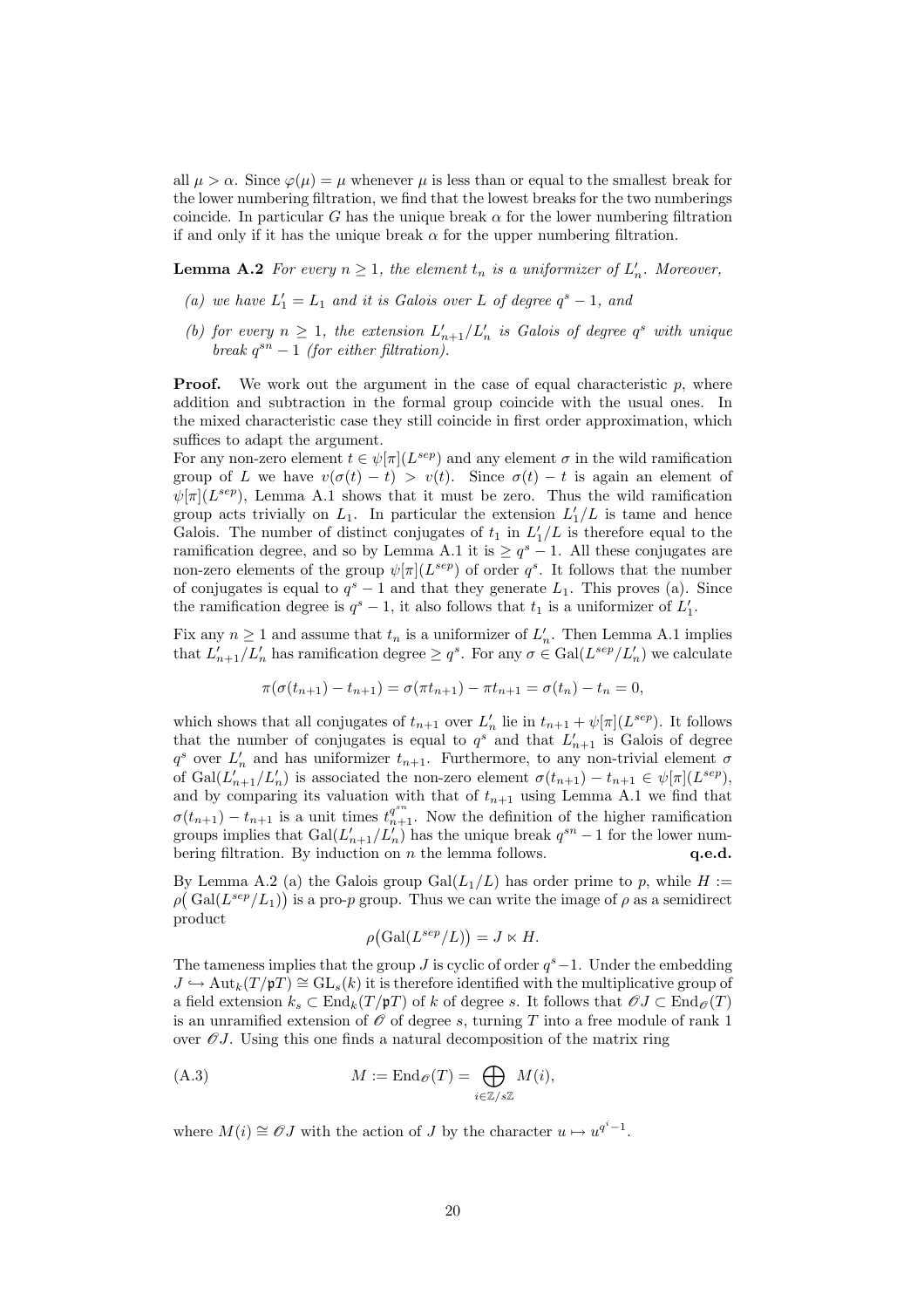all $\mu > \alpha$. Since $\varphi(\mu) = \mu$ whenever $\mu$ is less than or equal to the smallest break for the lower numbering filtration, we find that the lowest breaks for the two numberings coincide. In particular $G$ has the unique break $\alpha$ for the lower numbering filtration if and only if it has the unique break $\alpha$ for the upper numbering filtration.

**Lemma A.2** *For every $n \geq 1$, the element $t_n$ is a uniformizer of $L'_n$. Moreover,*

*(a) we have $L'_1 = L_1$ and it is Galois over $L$ of degree $q^s - 1$, and*

*(b) for every $n \geq 1$, the extension $L'_{n+1}/L'_n$ is Galois of degree $q^s$ with unique break $q^{sn} - 1$ (for either filtration).*

**Proof.** We work out the argument in the case of equal characteristic $p$, where addition and subtraction in the formal group coincide with the usual ones. In the mixed characteristic case they still coincide in first order approximation, which suffices to adapt the argument.

For any non-zero element $t \in \psi[\pi](L^{sep})$ and any element $\sigma$ in the wild ramification group of $L$ we have $v(\sigma(t) - t) > v(t)$. Since $\sigma(t) - t$ is again an element of $\psi[\pi](L^{sep})$, Lemma A.1 shows that it must be zero. Thus the wild ramification group acts trivially on $L_1$. In particular the extension $L'_1/L$ is tame and hence Galois. The number of distinct conjugates of $t_1$ in $L'_1/L$ is therefore equal to the ramification degree, and so by Lemma A.1 it is $\geq q^s - 1$. All these conjugates are non-zero elements of the group $\psi[\pi](L^{sep})$ of order $q^s$. It follows that the number of conjugates is equal to $q^s - 1$ and that they generate $L_1$. This proves (a). Since the ramification degree is $q^s - 1$, it also follows that $t_1$ is a uniformizer of $L'_1$.

Fix any $n \geq 1$ and assume that $t_n$ is a uniformizer of $L'_n$. Then Lemma A.1 implies that $L'_{n+1}/L'_n$ has ramification degree $\geq q^s$. For any $\sigma \in \mathrm{Gal}(L^{sep}/L'_n)$ we calculate

$$\pi(\sigma(t_{n+1}) - t_{n+1}) = \sigma(\pi t_{n+1}) - \pi t_{n+1} = \sigma(t_n) - t_n = 0,$$

which shows that all conjugates of $t_{n+1}$ over $L'_n$ lie in $t_{n+1} + \psi[\pi](L^{sep})$. It follows that the number of conjugates is equal to $q^s$ and that $L'_{n+1}$ is Galois of degree $q^s$ over $L'_n$ and has uniformizer $t_{n+1}$. Furthermore, to any non-trivial element $\sigma$ of $\mathrm{Gal}(L'_{n+1}/L'_n)$ is associated the non-zero element $\sigma(t_{n+1}) - t_{n+1} \in \psi[\pi](L^{sep})$, and by comparing its valuation with that of $t_{n+1}$ using Lemma A.1 we find that $\sigma(t_{n+1}) - t_{n+1}$ is a unit times $t_{n+1}^{q^{sn}}$. Now the definition of the higher ramification groups implies that $\mathrm{Gal}(L'_{n+1}/L'_n)$ has the unique break $q^{sn} - 1$ for the lower numbering filtration. By induction on $n$ the lemma follows. **q.e.d.**

By Lemma A.2 (a) the Galois group $\mathrm{Gal}(L_1/L)$ has order prime to $p$, while $H := \rho\big(\mathrm{Gal}(L^{sep}/L_1)\big)$ is a pro-$p$ group. Thus we can write the image of $\rho$ as a semidirect product

$$\rho\big(\mathrm{Gal}(L^{sep}/L)\big) = J \ltimes H.$$

The tameness implies that the group $J$ is cyclic of order $q^s - 1$. Under the embedding $J \hookrightarrow \mathrm{Aut}_k(T/\mathfrak{p}T) \cong \mathrm{GL}_s(k)$ it is therefore identified with the multiplicative group of a field extension $k_s \subset \mathrm{End}_k(T/\mathfrak{p}T)$ of $k$ of degree $s$. It follows that $\mathscr{O}J \subset \mathrm{End}_{\mathscr{O}}(T)$ is an unramified extension of $\mathscr{O}$ of degree $s$, turning $T$ into a free module of rank 1 over $\mathscr{O}J$. Using this one finds a natural decomposition of the matrix ring

$$M := \mathrm{End}_{\mathscr{O}}(T) = \bigoplus_{i \in \mathbb{Z}/s\mathbb{Z}} M(i), \tag{A.3}$$

where $M(i) \cong \mathscr{O}J$ with the action of $J$ by the character $u \mapsto u^{q^i - 1}$.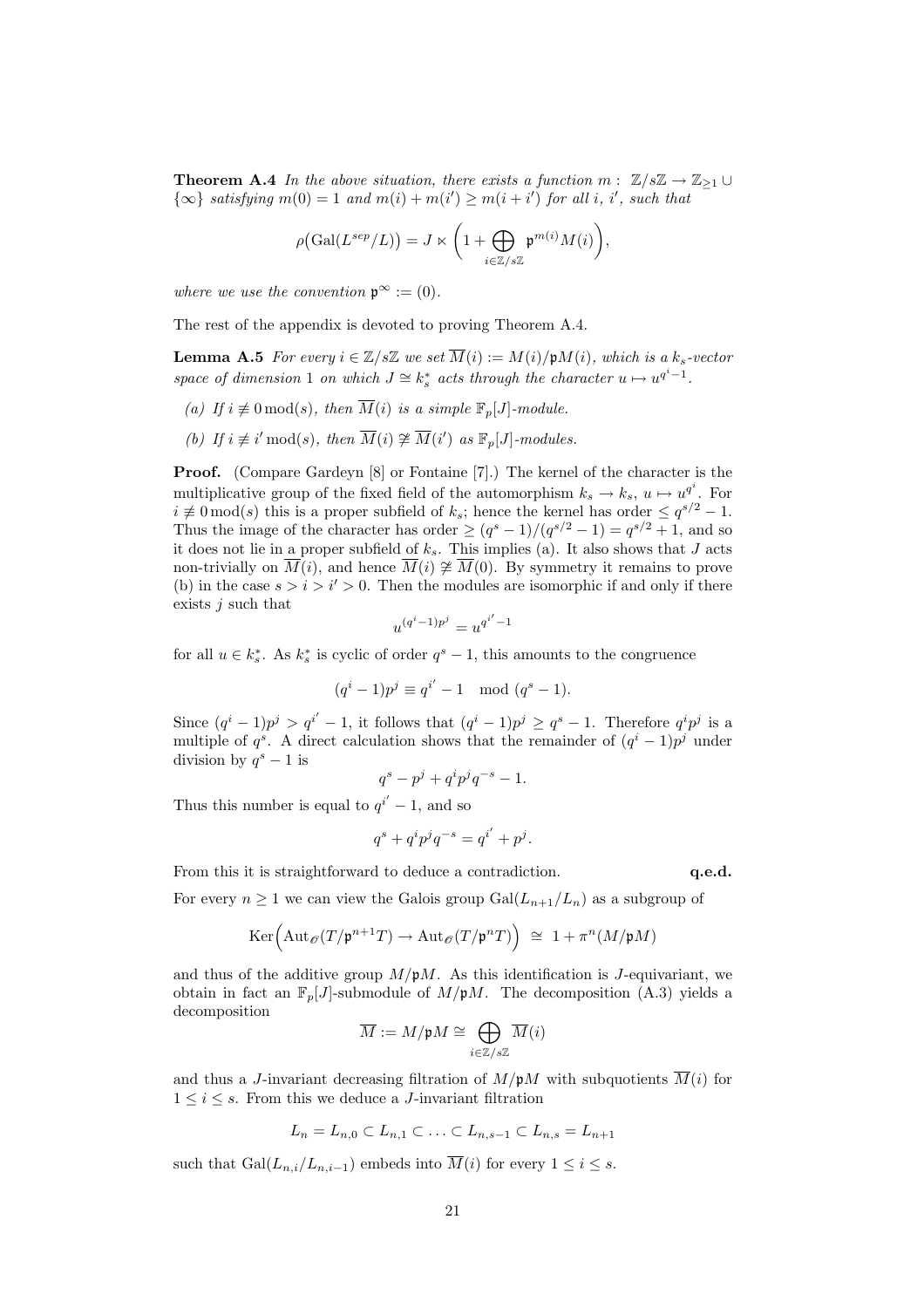**Theorem A.4** *In the above situation, there exists a function $m:\ \mathbb{Z}/s\mathbb{Z} \to \mathbb{Z}_{\geq 1} \cup \{\infty\}$ satisfying $m(0) = 1$ and $m(i) + m(i') \geq m(i+i')$ for all $i$, $i'$, such that*

$$\rho\big(\mathrm{Gal}(L^{sep}/L)\big) = J \ltimes \bigg(1 + \bigoplus_{i \in \mathbb{Z}/s\mathbb{Z}} \mathfrak{p}^{m(i)} M(i)\bigg),$$

*where we use the convention $\mathfrak{p}^\infty := (0)$.*

The rest of the appendix is devoted to proving Theorem A.4.

**Lemma A.5** *For every $i \in \mathbb{Z}/s\mathbb{Z}$ we set $\overline{M}(i) := M(i)/\mathfrak{p}M(i)$, which is a $k_s$-vector space of dimension 1 on which $J \cong k_s^*$ acts through the character $u \mapsto u^{q^i - 1}$.*

*(a) If $i \not\equiv 0 \bmod (s)$, then $\overline{M}(i)$ is a simple $\mathbb{F}_p[J]$-module.*

*(b) If $i \not\equiv i' \bmod (s)$, then $\overline{M}(i) \not\cong \overline{M}(i')$ as $\mathbb{F}_p[J]$-modules.*

**Proof.** (Compare Gardeyn [8] or Fontaine [7].) The kernel of the character is the multiplicative group of the fixed field of the automorphism $k_s \to k_s$, $u \mapsto u^{q^i}$. For $i \not\equiv 0 \bmod (s)$ this is a proper subfield of $k_s$; hence the kernel has order $\leq q^{s/2} - 1$. Thus the image of the character has order $\geq (q^s - 1)/(q^{s/2} - 1) = q^{s/2} + 1$, and so it does not lie in a proper subfield of $k_s$. This implies (a). It also shows that $J$ acts non-trivially on $\overline{M}(i)$, and hence $\overline{M}(i) \not\cong \overline{M}(0)$. By symmetry it remains to prove (b) in the case $s > i > i' > 0$. Then the modules are isomorphic if and only if there exists $j$ such that

$$u^{(q^i - 1)p^j} = u^{q^{i'} - 1}$$

for all $u \in k_s^*$. As $k_s^*$ is cyclic of order $q^s - 1$, this amounts to the congruence

$$(q^i - 1)p^j \equiv q^{i'} - 1 \mod (q^s - 1).$$

Since $(q^i - 1)p^j > q^{i'} - 1$, it follows that $(q^i - 1)p^j \geq q^s - 1$. Therefore $q^i p^j$ is a multiple of $q^s$. A direct calculation shows that the remainder of $(q^i - 1)p^j$ under division by $q^s - 1$ is

$$q^s - p^j + q^i p^j q^{-s} - 1.$$

Thus this number is equal to $q^{i'} - 1$, and so

$$q^s + q^i p^j q^{-s} = q^{i'} + p^j.$$

From this it is straightforward to deduce a contradiction. **q.e.d.**

For every $n \geq 1$ we can view the Galois group $\mathrm{Gal}(L_{n+1}/L_n)$ as a subgroup of

$$\mathrm{Ker}\Big(\mathrm{Aut}_{\mathscr{O}}(T/\mathfrak{p}^{n+1}T) \to \mathrm{Aut}_{\mathscr{O}}(T/\mathfrak{p}^n T)\Big) \ \cong\ 1 + \pi^n(M/\mathfrak{p}M)$$

and thus of the additive group $M/\mathfrak{p}M$. As this identification is $J$-equivariant, we obtain in fact an $\mathbb{F}_p[J]$-submodule of $M/\mathfrak{p}M$. The decomposition (A.3) yields a decomposition

$$\overline{M} := M/\mathfrak{p}M \cong \bigoplus_{i \in \mathbb{Z}/s\mathbb{Z}} \overline{M}(i)$$

and thus a $J$-invariant decreasing filtration of $M/\mathfrak{p}M$ with subquotients $\overline{M}(i)$ for $1 \leq i \leq s$. From this we deduce a $J$-invariant filtration

$$L_n = L_{n,0} \subset L_{n,1} \subset \ldots \subset L_{n,s-1} \subset L_{n,s} = L_{n+1}$$

such that $\mathrm{Gal}(L_{n,i}/L_{n,i-1})$ embeds into $\overline{M}(i)$ for every $1 \leq i \leq s$.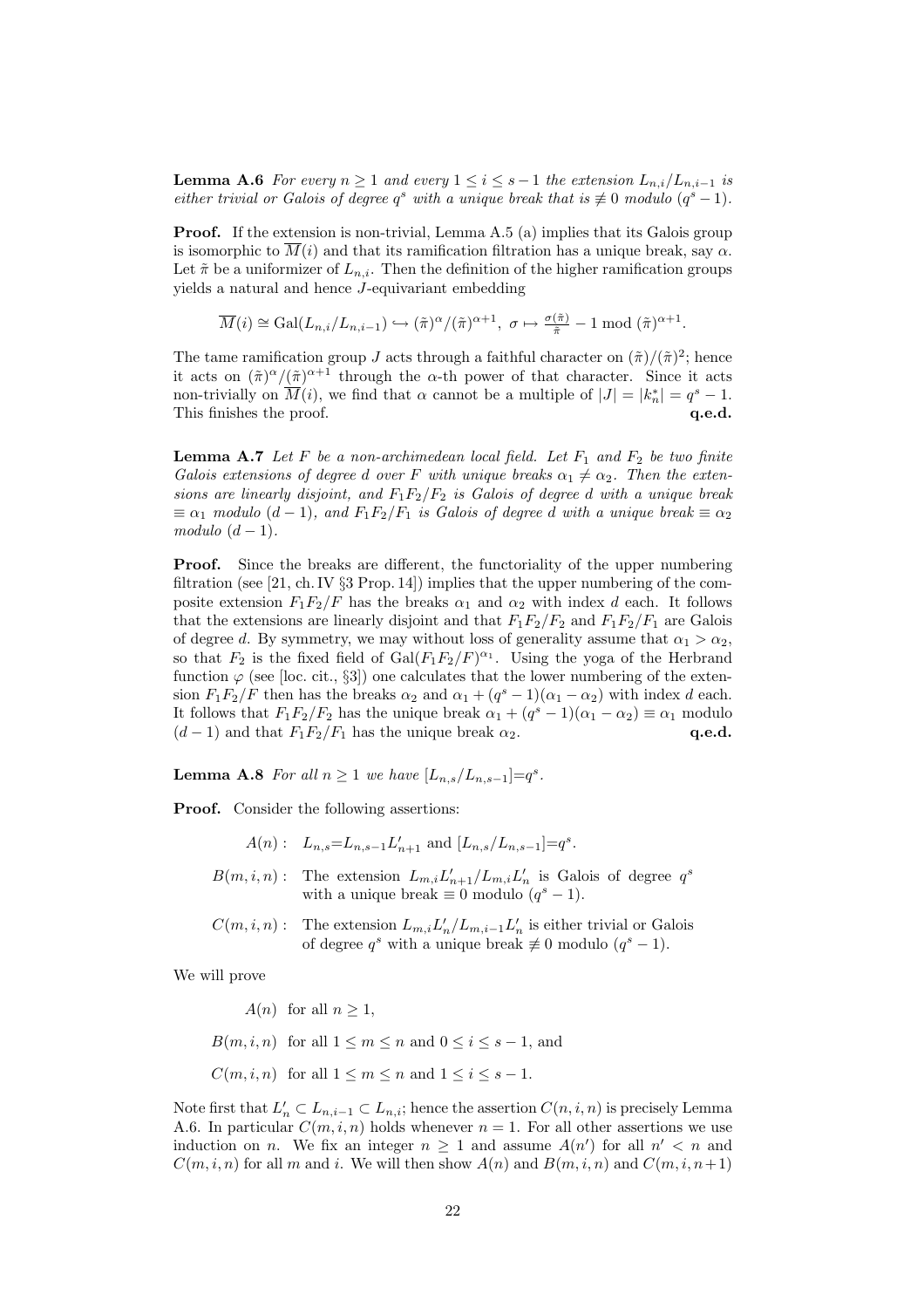**Lemma A.6** *For every $n \geq 1$ and every $1 \leq i \leq s-1$ the extension $L_{n,i}/L_{n,i-1}$ is either trivial or Galois of degree $q^s$ with a unique break that is $\not\equiv 0$ modulo $(q^s-1)$.*

**Proof.** If the extension is non-trivial, Lemma A.5 (a) implies that its Galois group is isomorphic to $\overline{M}(i)$ and that its ramification filtration has a unique break, say $\alpha$. Let $\tilde{\pi}$ be a uniformizer of $L_{n,i}$. Then the definition of the higher ramification groups yields a natural and hence $J$-equivariant embedding

$$\overline{M}(i) \cong \mathrm{Gal}(L_{n,i}/L_{n,i-1}) \hookrightarrow (\tilde{\pi})^{\alpha}/(\tilde{\pi})^{\alpha+1},\ \sigma \mapsto \tfrac{\sigma(\tilde{\pi})}{\tilde{\pi}} - 1 \bmod (\tilde{\pi})^{\alpha+1}.$$

The tame ramification group $J$ acts through a faithful character on $(\tilde{\pi})/(\tilde{\pi})^2$; hence it acts on $(\tilde{\pi})^{\alpha}/(\tilde{\pi})^{\alpha+1}$ through the $\alpha$-th power of that character. Since it acts non-trivially on $\overline{M}(i)$, we find that $\alpha$ cannot be a multiple of $|J| = |k_n^*| = q^s - 1$. This finishes the proof. **q.e.d.**

**Lemma A.7** *Let $F$ be a non-archimedean local field. Let $F_1$ and $F_2$ be two finite Galois extensions of degree $d$ over $F$ with unique breaks $\alpha_1 \neq \alpha_2$. Then the extensions are linearly disjoint, and $F_1F_2/F_2$ is Galois of degree $d$ with a unique break $\equiv \alpha_1$ modulo $(d-1)$, and $F_1F_2/F_1$ is Galois of degree $d$ with a unique break $\equiv \alpha_2$ modulo $(d-1)$.*

**Proof.** Since the breaks are different, the functoriality of the upper numbering filtration (see [21, ch. IV §3 Prop. 14]) implies that the upper numbering of the composite extension $F_1F_2/F$ has the breaks $\alpha_1$ and $\alpha_2$ with index $d$ each. It follows that the extensions are linearly disjoint and that $F_1F_2/F_2$ and $F_1F_2/F_1$ are Galois of degree $d$. By symmetry, we may without loss of generality assume that $\alpha_1 > \alpha_2$, so that $F_2$ is the fixed field of $\mathrm{Gal}(F_1F_2/F)^{\alpha_1}$. Using the yoga of the Herbrand function $\varphi$ (see [loc. cit., §3]) one calculates that the lower numbering of the extension $F_1F_2/F$ then has the breaks $\alpha_2$ and $\alpha_1 + (q^s-1)(\alpha_1 - \alpha_2)$ with index $d$ each. It follows that $F_1F_2/F_2$ has the unique break $\alpha_1 + (q^s-1)(\alpha_1-\alpha_2) \equiv \alpha_1$ modulo $(d-1)$ and that $F_1F_2/F_1$ has the unique break $\alpha_2$. **q.e.d.**

**Lemma A.8** *For all $n \geq 1$ we have $[L_{n,s}/L_{n,s-1}]=q^s$.*

**Proof.** Consider the following assertions:

$A(n)$: $L_{n,s}=L_{n,s-1}L'_{n+1}$ and $[L_{n,s}/L_{n,s-1}]=q^s$.

$B(m,i,n)$: The extension $L_{m,i}L'_{n+1}/L_{m,i}L'_n$ is Galois of degree $q^s$ with a unique break $\equiv 0$ modulo $(q^s-1)$.

$C(m,i,n)$: The extension $L_{m,i}L'_n/L_{m,i-1}L'_n$ is either trivial or Galois of degree $q^s$ with a unique break $\not\equiv 0$ modulo $(q^s-1)$.

We will prove

$A(n)$ for all $n \geq 1$,

$B(m,i,n)$ for all $1 \leq m \leq n$ and $0 \leq i \leq s-1$, and

$C(m,i,n)$ for all $1 \leq m \leq n$ and $1 \leq i \leq s-1$.

Note first that $L'_n \subset L_{n,i-1} \subset L_{n,i}$; hence the assertion $C(n,i,n)$ is precisely Lemma A.6. In particular $C(m,i,n)$ holds whenever $n = 1$. For all other assertions we use induction on $n$. We fix an integer $n \geq 1$ and assume $A(n')$ for all $n' < n$ and $C(m,i,n)$ for all $m$ and $i$. We will then show $A(n)$ and $B(m,i,n)$ and $C(m,i,n+1)$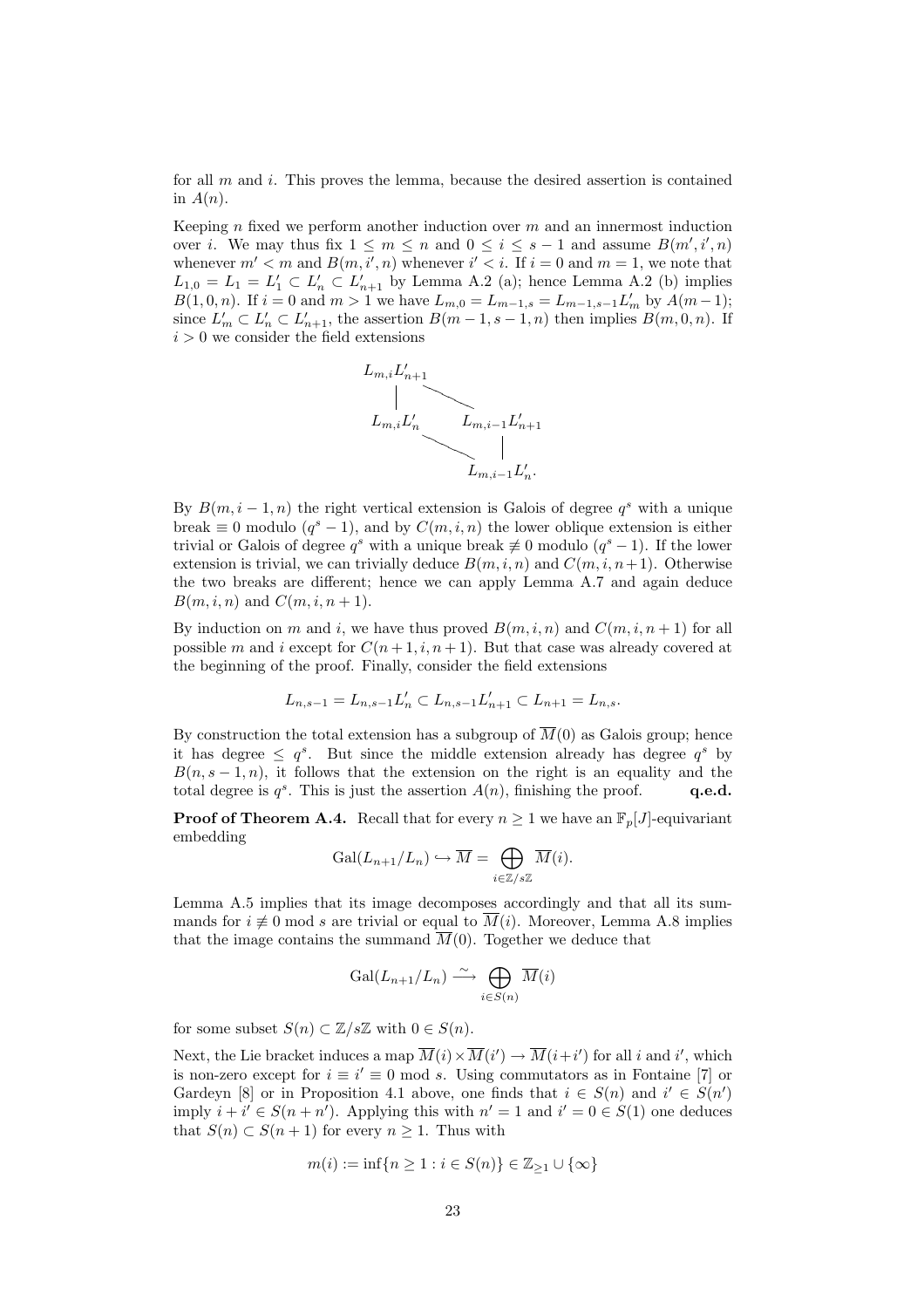for all $m$ and $i$. This proves the lemma, because the desired assertion is contained in $A(n)$.

Keeping $n$ fixed we perform another induction over $m$ and an innermost induction over $i$. We may thus fix $1 \leq m \leq n$ and $0 \leq i \leq s-1$ and assume $B(m',i',n)$ whenever $m' < m$ and $B(m,i',n)$ whenever $i' < i$. If $i = 0$ and $m = 1$, we note that $L_{1,0} = L_1 = L_1' \subset L_n' \subset L_{n+1}'$ by Lemma A.2 (a); hence Lemma A.2 (b) implies $B(1,0,n)$. If $i = 0$ and $m > 1$ we have $L_{m,0} = L_{m-1,s} = L_{m-1,s-1}L_m'$ by $A(m-1)$; since $L_m' \subset L_n' \subset L_{n+1}'$, the assertion $B(m-1,s-1,n)$ then implies $B(m,0,n)$. If $i > 0$ we consider the field extensions

$$\begin{array}{ccc} L_{m,i}L_{n+1}' & & \\ | & \diagdown & \\ L_{m,i}L_n' & & L_{m,i-1}L_{n+1}' \\ & \diagdown & | \\ & & L_{m,i-1}L_n'. \end{array}$$

By $B(m,i-1,n)$ the right vertical extension is Galois of degree $q^s$ with a unique break $\equiv 0$ modulo $(q^s-1)$, and by $C(m,i,n)$ the lower oblique extension is either trivial or Galois of degree $q^s$ with a unique break $\not\equiv 0$ modulo $(q^s-1)$. If the lower extension is trivial, we can trivially deduce $B(m,i,n)$ and $C(m,i,n+1)$. Otherwise the two breaks are different; hence we can apply Lemma A.7 and again deduce $B(m,i,n)$ and $C(m,i,n+1)$.

By induction on $m$ and $i$, we have thus proved $B(m,i,n)$ and $C(m,i,n+1)$ for all possible $m$ and $i$ except for $C(n+1,i,n+1)$. But that case was already covered at the beginning of the proof. Finally, consider the field extensions

$$L_{n,s-1} = L_{n,s-1}L_n' \subset L_{n,s-1}L_{n+1}' \subset L_{n+1} = L_{n,s}.$$

By construction the total extension has a subgroup of $\overline{M}(0)$ as Galois group; hence it has degree $\leq q^s$. But since the middle extension already has degree $q^s$ by $B(n,s-1,n)$, it follows that the extension on the right is an equality and the total degree is $q^s$. This is just the assertion $A(n)$, finishing the proof. **q.e.d.**

**Proof of Theorem A.4.** Recall that for every $n \geq 1$ we have an $\mathbb{F}_p[J]$-equivariant embedding

$$\mathrm{Gal}(L_{n+1}/L_n) \hookrightarrow \overline{M} = \bigoplus_{i \in \mathbb{Z}/s\mathbb{Z}} \overline{M}(i).$$

Lemma A.5 implies that its image decomposes accordingly and that all its summands for $i \not\equiv 0 \bmod s$ are trivial or equal to $\overline{M}(i)$. Moreover, Lemma A.8 implies that the image contains the summand $\overline{M}(0)$. Together we deduce that

$$\mathrm{Gal}(L_{n+1}/L_n) \xrightarrow{\sim} \bigoplus_{i \in S(n)} \overline{M}(i)$$

for some subset $S(n) \subset \mathbb{Z}/s\mathbb{Z}$ with $0 \in S(n)$.

Next, the Lie bracket induces a map $\overline{M}(i) \times \overline{M}(i') \to \overline{M}(i+i')$ for all $i$ and $i'$, which is non-zero except for $i \equiv i' \equiv 0 \bmod s$. Using commutators as in Fontaine [7] or Gardeyn [8] or in Proposition 4.1 above, one finds that $i \in S(n)$ and $i' \in S(n')$ imply $i + i' \in S(n+n')$. Applying this with $n' = 1$ and $i' = 0 \in S(1)$ one deduces that $S(n) \subset S(n+1)$ for every $n \geq 1$. Thus with

$$m(i) := \inf\{n \geq 1 : i \in S(n)\} \in \mathbb{Z}_{\geq 1} \cup \{\infty\}$$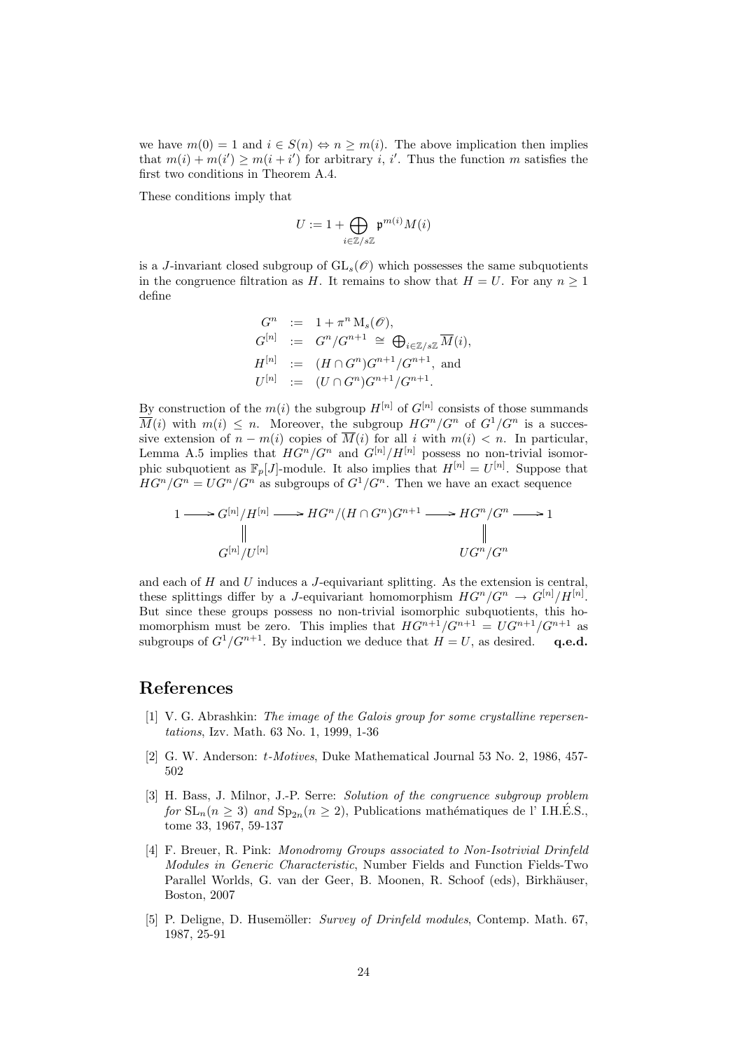we have $m(0) = 1$ and $i \in S(n) \Leftrightarrow n \geq m(i)$. The above implication then implies that $m(i) + m(i') \geq m(i + i')$ for arbitrary $i$, $i'$. Thus the function $m$ satisfies the first two conditions in Theorem A.4.

These conditions imply that

$$U := 1 + \bigoplus_{i \in \mathbb{Z}/s\mathbb{Z}} \mathfrak{p}^{m(i)} M(i)$$

is a $J$-invariant closed subgroup of $\mathrm{GL}_s(\mathscr{O})$ which possesses the same subquotients in the congruence filtration as $H$. It remains to show that $H = U$. For any $n \geq 1$ define

$$\begin{aligned}
G^n &:= 1 + \pi^n \mathrm{M}_s(\mathscr{O}), \\
G^{[n]} &:= G^n/G^{n+1} \cong \textstyle\bigoplus_{i \in \mathbb{Z}/s\mathbb{Z}} \overline{M}(i), \\
H^{[n]} &:= (H \cap G^n)G^{n+1}/G^{n+1}, \text{ and} \\
U^{[n]} &:= (U \cap G^n)G^{n+1}/G^{n+1}.
\end{aligned}$$

By construction of the $m(i)$ the subgroup $H^{[n]}$ of $G^{[n]}$ consists of those summands $\overline{M}(i)$ with $m(i) \leq n$. Moreover, the subgroup $HG^n/G^n$ of $G^1/G^n$ is a successive extension of $n - m(i)$ copies of $\overline{M}(i)$ for all $i$ with $m(i) < n$. In particular, Lemma A.5 implies that $HG^n/G^n$ and $G^{[n]}/H^{[n]}$ possess no non-trivial isomorphic subquotient as $\mathbb{F}_p[J]$-module. It also implies that $H^{[n]} = U^{[n]}$. Suppose that $HG^n/G^n = UG^n/G^n$ as subgroups of $G^1/G^n$. Then we have an exact sequence

$$\begin{array}{ccccccccc}
1 & \longrightarrow & G^{[n]}/H^{[n]} & \longrightarrow & HG^n/(H \cap G^n)G^{n+1} & \longrightarrow & HG^n/G^n & \longrightarrow & 1 \\
 & & \| & & & & \| & & \\
 & & G^{[n]}/U^{[n]} & & & & UG^n/G^n & &
\end{array}$$

and each of $H$ and $U$ induces a $J$-equivariant splitting. As the extension is central, these splittings differ by a $J$-equivariant homomorphism $HG^n/G^n \to G^{[n]}/H^{[n]}$. But since these groups possess no non-trivial isomorphic subquotients, this homomorphism must be zero. This implies that $HG^{n+1}/G^{n+1} = UG^{n+1}/G^{n+1}$ as subgroups of $G^1/G^{n+1}$. By induction we deduce that $H = U$, as desired. **q.e.d.**

# References

[1] V. G. Abrashkin: *The image of the Galois group for some crystalline repersentations*, Izv. Math. 63 No. 1, 1999, 1-36

[2] G. W. Anderson: *t-Motives*, Duke Mathematical Journal 53 No. 2, 1986, 457-502

[3] H. Bass, J. Milnor, J.-P. Serre: *Solution of the congruence subgroup problem for* $\mathrm{SL}_n (n \geq 3)$ *and* $\mathrm{Sp}_{2n} (n \geq 2)$, Publications mathématiques de l' I.H.É.S., tome 33, 1967, 59-137

[4] F. Breuer, R. Pink: *Monodromy Groups associated to Non-Isotrivial Drinfeld Modules in Generic Characteristic*, Number Fields and Function Fields-Two Parallel Worlds, G. van der Geer, B. Moonen, R. Schoof (eds), Birkhäuser, Boston, 2007

[5] P. Deligne, D. Husemöller: *Survey of Drinfeld modules*, Contemp. Math. 67, 1987, 25-91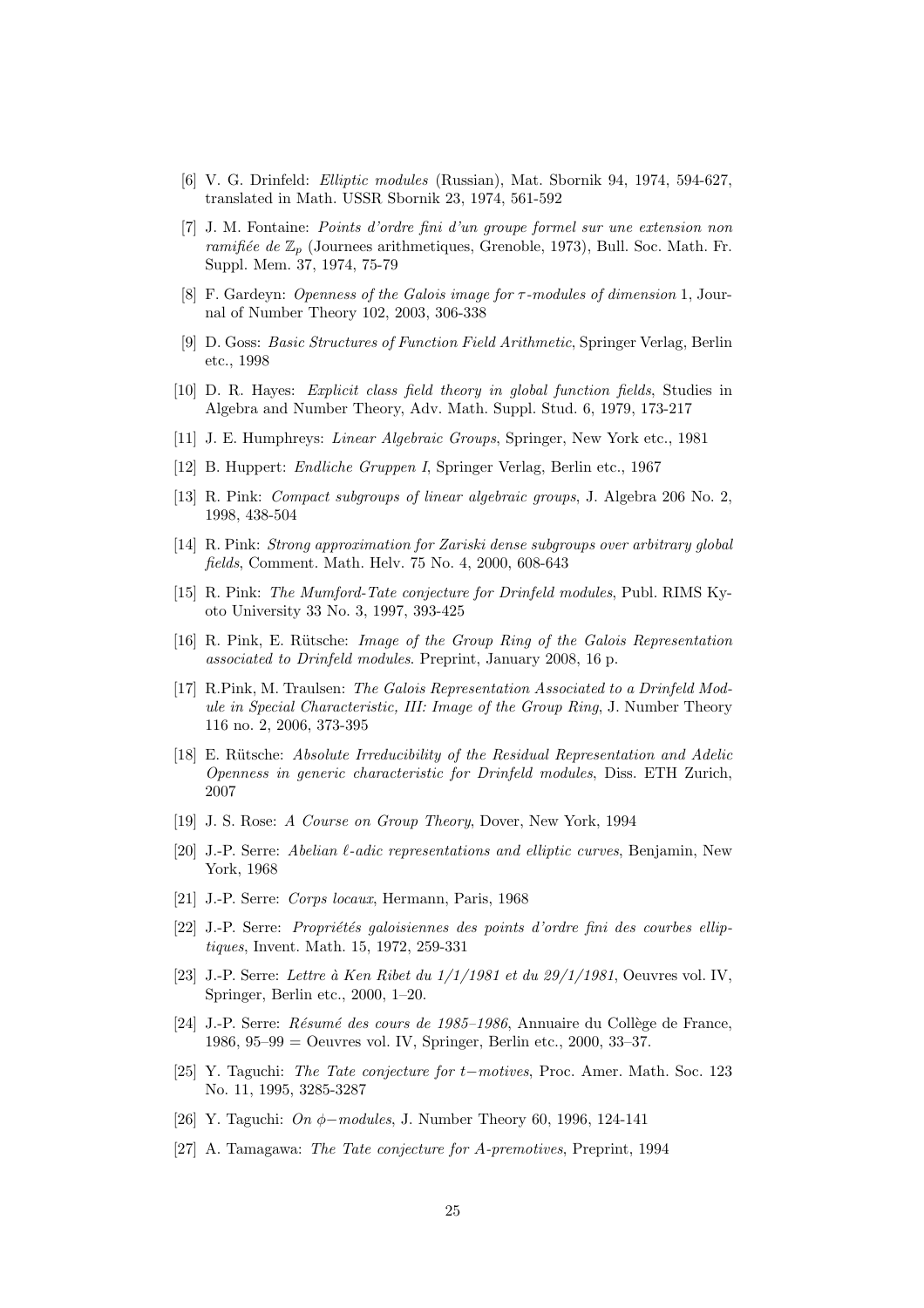[6] V. G. Drinfeld: *Elliptic modules* (Russian), Mat. Sbornik 94, 1974, 594-627, translated in Math. USSR Sbornik 23, 1974, 561-592

[7] J. M. Fontaine: *Points d'ordre fini d'un groupe formel sur une extension non ramifiée de* $\mathbb{Z}_p$ (Journees arithmetiques, Grenoble, 1973), Bull. Soc. Math. Fr. Suppl. Mem. 37, 1974, 75-79

[8] F. Gardeyn: *Openness of the Galois image for* $\tau$*-modules of dimension* 1, Journal of Number Theory 102, 2003, 306-338

[9] D. Goss: *Basic Structures of Function Field Arithmetic*, Springer Verlag, Berlin etc., 1998

[10] D. R. Hayes: *Explicit class field theory in global function fields*, Studies in Algebra and Number Theory, Adv. Math. Suppl. Stud. 6, 1979, 173-217

[11] J. E. Humphreys: *Linear Algebraic Groups*, Springer, New York etc., 1981

[12] B. Huppert: *Endliche Gruppen I*, Springer Verlag, Berlin etc., 1967

[13] R. Pink: *Compact subgroups of linear algebraic groups*, J. Algebra 206 No. 2, 1998, 438-504

[14] R. Pink: *Strong approximation for Zariski dense subgroups over arbitrary global fields*, Comment. Math. Helv. 75 No. 4, 2000, 608-643

[15] R. Pink: *The Mumford-Tate conjecture for Drinfeld modules*, Publ. RIMS Kyoto University 33 No. 3, 1997, 393-425

[16] R. Pink, E. Rütsche: *Image of the Group Ring of the Galois Representation associated to Drinfeld modules*. Preprint, January 2008, 16 p.

[17] R.Pink, M. Traulsen: *The Galois Representation Associated to a Drinfeld Module in Special Characteristic, III: Image of the Group Ring*, J. Number Theory 116 no. 2, 2006, 373-395

[18] E. Rütsche: *Absolute Irreducibility of the Residual Representation and Adelic Openness in generic characteristic for Drinfeld modules*, Diss. ETH Zurich, 2007

[19] J. S. Rose: *A Course on Group Theory*, Dover, New York, 1994

[20] J.-P. Serre: *Abelian* $\ell$*-adic representations and elliptic curves*, Benjamin, New York, 1968

[21] J.-P. Serre: *Corps locaux*, Hermann, Paris, 1968

[22] J.-P. Serre: *Propriétés galoisiennes des points d'ordre fini des courbes elliptiques*, Invent. Math. 15, 1972, 259-331

[23] J.-P. Serre: *Lettre à Ken Ribet du 1/1/1981 et du 29/1/1981*, Oeuvres vol. IV, Springer, Berlin etc., 2000, 1–20.

[24] J.-P. Serre: *Résumé des cours de 1985–1986*, Annuaire du Collège de France, 1986, 95–99 = Oeuvres vol. IV, Springer, Berlin etc., 2000, 33–37.

[25] Y. Taguchi: *The Tate conjecture for* $t-$*motives*, Proc. Amer. Math. Soc. 123 No. 11, 1995, 3285-3287

[26] Y. Taguchi: *On* $\phi-$*modules*, J. Number Theory 60, 1996, 124-141

[27] A. Tamagawa: *The Tate conjecture for A-premotives*, Preprint, 1994